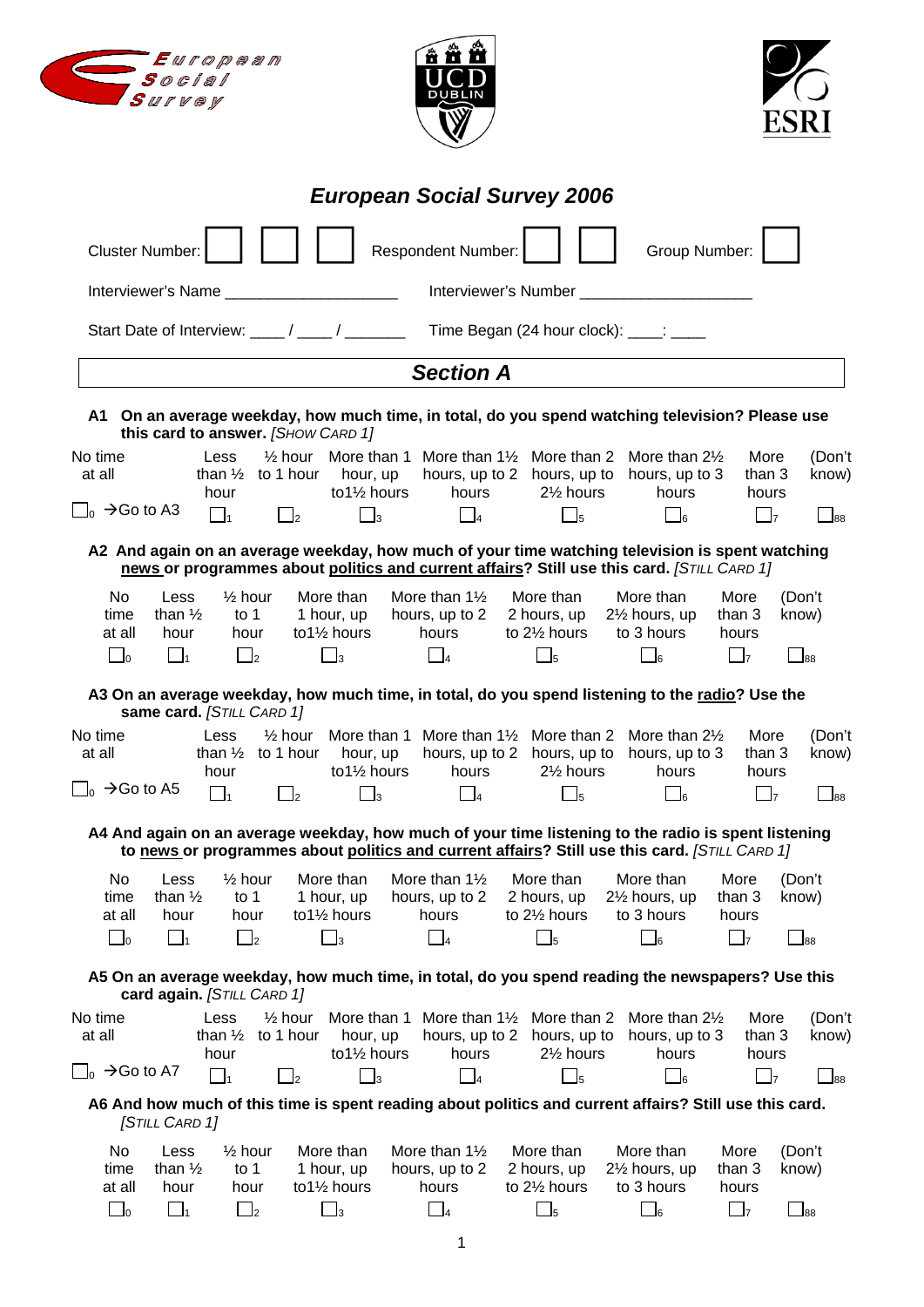# European Social Survey 2006

Cluster Number: [ ] [ ] [ ] Respondent Number: [ ] [ ] Group Number: [ ]

Interviewer's Name ____________________ Interviewer's Number ____________________

Start Date of Interview: ____ / ____ / _______ Time Began (24 hour clock): ____: ____

## Section A

**A1 On an average weekday, how much time, in total, do you spend watching television? Please use this card to answer.** *[SHOW CARD 1]*

| No time at all | Less than ½ hour | ½ hour to 1 hour | More than 1 hour, up to1½ hours | More than 1½ hours, up to 2 hours | More than 2 hours, up to 2½ hours | More than 2½ hours, up to 3 hours | More than 3 hours | (Don't know) |
|---|---|---|---|---|---|---|---|---|
| ☐0 → Go to A3 | ☐1 | ☐2 | ☐3 | ☐4 | ☐5 | ☐6 | ☐7 | ☐88 |

**A2 And again on an average weekday, how much of your time watching television is spent watching news or programmes about politics and current affairs? Still use this card.** *[STILL CARD 1]*

| No time at all | Less than ½ hour | ½ hour to 1 hour | More than 1 hour, up to1½ hours | More than 1½ hours, up to 2 hours | More than 2 hours, up to 2½ hours | More than 2½ hours, up to 3 hours | More than 3 hours | (Don't know) |
|---|---|---|---|---|---|---|---|---|
| ☐0 | ☐1 | ☐2 | ☐3 | ☐4 | ☐5 | ☐6 | ☐7 | ☐88 |

**A3 On an average weekday, how much time, in total, do you spend listening to the radio? Use the same card.** *[STILL CARD 1]*

| No time at all | Less than ½ hour | ½ hour to 1 hour | More than 1 hour, up to1½ hours | More than 1½ hours, up to 2 hours | More than 2 hours, up to 2½ hours | More than 2½ hours, up to 3 hours | More than 3 hours | (Don't know) |
|---|---|---|---|---|---|---|---|---|
| ☐0 → Go to A5 | ☐1 | ☐2 | ☐3 | ☐4 | ☐5 | ☐6 | ☐7 | ☐88 |

**A4 And again on an average weekday, how much of your time listening to the radio is spent listening to news or programmes about politics and current affairs? Still use this card.** *[STILL CARD 1]*

| No time at all | Less than ½ hour | ½ hour to 1 hour | More than 1 hour, up to1½ hours | More than 1½ hours, up to 2 hours | More than 2 hours, up to 2½ hours | More than 2½ hours, up to 3 hours | More than 3 hours | (Don't know) |
|---|---|---|---|---|---|---|---|---|
| ☐0 | ☐1 | ☐2 | ☐3 | ☐4 | ☐5 | ☐6 | ☐7 | ☐88 |

**A5 On an average weekday, how much time, in total, do you spend reading the newspapers? Use this card again.** *[STILL CARD 1]*

| No time at all | Less than ½ hour | ½ hour to 1 hour | More than 1 hour, up to1½ hours | More than 1½ hours, up to 2 hours | More than 2 hours, up to 2½ hours | More than 2½ hours, up to 3 hours | More than 3 hours | (Don't know) |
|---|---|---|---|---|---|---|---|---|
| ☐0 → Go to A7 | ☐1 | ☐2 | ☐3 | ☐4 | ☐5 | ☐6 | ☐7 | ☐88 |

**A6 And how much of this time is spent reading about politics and current affairs? Still use this card.** *[STILL CARD 1]*

| No time at all | Less than ½ hour | ½ hour to 1 hour | More than 1 hour, up to1½ hours | More than 1½ hours, up to 2 hours | More than 2 hours, up to 2½ hours | More than 2½ hours, up to 3 hours | More than 3 hours | (Don't know) |
|---|---|---|---|---|---|---|---|---|
| ☐0 | ☐1 | ☐2 | ☐3 | ☐4 | ☐5 | ☐6 | ☐7 | ☐88 |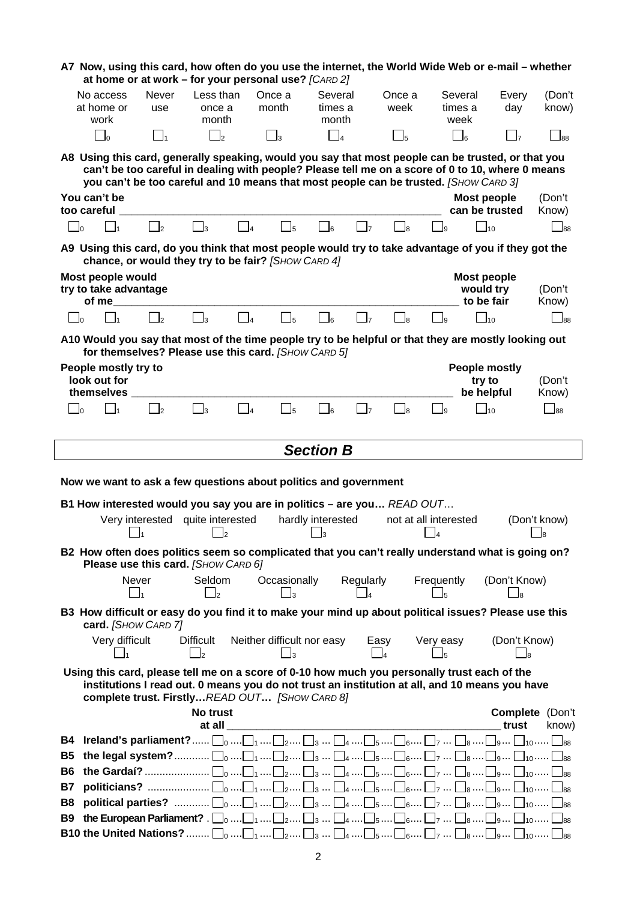**A7 Now, using this card, how often do you use the internet, the World Wide Web or e-mail – whether at home or at work – for your personal use?** *[CARD 2]*

| No access at home or work | Never use | Less than once a month | Once a month | Several times a month | Once a week | Several times a week | Every day | (Don't know) |
|---|---|---|---|---|---|---|---|---|
| ☐0 | ☐1 | ☐2 | ☐3 | ☐4 | ☐5 | ☐6 | ☐7 | ☐88 |

**A8 Using this card, generally speaking, would you say that most people can be trusted, or that you can't be too careful in dealing with people? Please tell me on a score of 0 to 10, where 0 means you can't be too careful and 10 means that most people can be trusted.** *[SHOW CARD 3]*

| You can't be too careful | | | | | | | | | | Most people can be trusted | (Don't Know) |
|---|---|---|---|---|---|---|---|---|---|---|---|
| ☐0 | ☐1 | ☐2 | ☐3 | ☐4 | ☐5 | ☐6 | ☐7 | ☐8 | ☐9 | ☐10 | ☐88 |

**A9 Using this card, do you think that most people would try to take advantage of you if they got the chance, or would they try to be fair?** *[SHOW CARD 4]*

| Most people would try to take advantage of me | | | | | | | | | | Most people would try to be fair | (Don't Know) |
|---|---|---|---|---|---|---|---|---|---|---|---|
| ☐0 | ☐1 | ☐2 | ☐3 | ☐4 | ☐5 | ☐6 | ☐7 | ☐8 | ☐9 | ☐10 | ☐88 |

**A10 Would you say that most of the time people try to be helpful or that they are mostly looking out for themselves? Please use this card.** *[SHOW CARD 5]*

| People mostly try to look out for themselves | | | | | | | | | | People mostly try to be helpful | (Don't Know) |
|---|---|---|---|---|---|---|---|---|---|---|---|
| ☐0 | ☐1 | ☐2 | ☐3 | ☐4 | ☐5 | ☐6 | ☐7 | ☐8 | ☐9 | ☐10 | ☐88 |

## *Section B*

**Now we want to ask a few questions about politics and government**

**B1 How interested would you say you are in politics – are you…** *READ OUT…*

| Very interested | quite interested | hardly interested | not at all interested | (Don't know) |
|---|---|---|---|---|
| ☐1 | ☐2 | ☐3 | ☐4 | ☐8 |

**B2 How often does politics seem so complicated that you can't really understand what is going on? Please use this card.** *[SHOW CARD 6]*

| Never | Seldom | Occasionally | Regularly | Frequently | (Don't Know) |
|---|---|---|---|---|---|
| ☐1 | ☐2 | ☐3 | ☐4 | ☐5 | ☐8 |

**B3 How difficult or easy do you find it to make your mind up about political issues? Please use this card.** *[SHOW CARD 7]*

| Very difficult | Difficult | Neither difficult nor easy | Easy | Very easy | (Don't Know) |
|---|---|---|---|---|---|
| ☐1 | ☐2 | ☐3 | ☐4 | ☐5 | ☐8 |

**Using this card, please tell me on a score of 0-10 how much you personally trust each of the institutions I read out. 0 means you do not trust an institution at all, and 10 means you have complete trust. Firstly…***READ OUT…* *[SHOW CARD 8]*

| | No trust at all | | | | | | | | | | Complete trust | (Don't know) |
|---|---|---|---|---|---|---|---|---|---|---|---|---|
| **B4 Ireland's parliament?** | ☐0 | ☐1 | ☐2 | ☐3 | ☐4 | ☐5 | ☐6 | ☐7 | ☐8 | ☐9 | ☐10 | ☐88 |
| **B5 the legal system?** | ☐0 | ☐1 | ☐2 | ☐3 | ☐4 | ☐5 | ☐6 | ☐7 | ☐8 | ☐9 | ☐10 | ☐88 |
| **B6 the Gardaí?** | ☐0 | ☐1 | ☐2 | ☐3 | ☐4 | ☐5 | ☐6 | ☐7 | ☐8 | ☐9 | ☐10 | ☐88 |
| **B7 politicians?** | ☐0 | ☐1 | ☐2 | ☐3 | ☐4 | ☐5 | ☐6 | ☐7 | ☐8 | ☐9 | ☐10 | ☐88 |
| **B8 political parties?** | ☐0 | ☐1 | ☐2 | ☐3 | ☐4 | ☐5 | ☐6 | ☐7 | ☐8 | ☐9 | ☐10 | ☐88 |
| **B9 the European Parliament?** | ☐0 | ☐1 | ☐2 | ☐3 | ☐4 | ☐5 | ☐6 | ☐7 | ☐8 | ☐9 | ☐10 | ☐88 |
| **B10 the United Nations?** | ☐0 | ☐1 | ☐2 | ☐3 | ☐4 | ☐5 | ☐6 | ☐7 | ☐8 | ☐9 | ☐10 | ☐88 |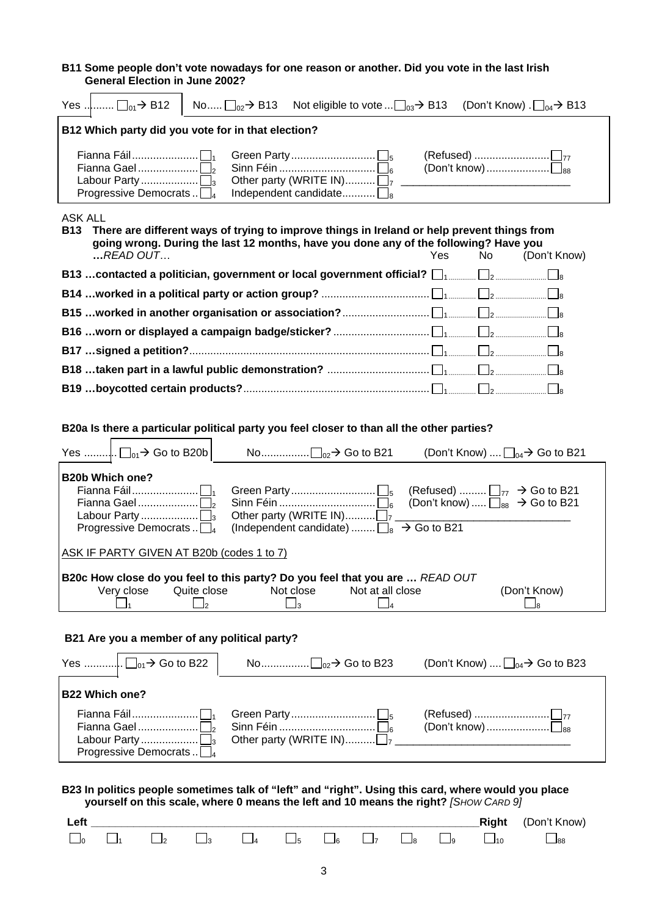**B11 Some people don't vote nowadays for one reason or another. Did you vote in the last Irish General Election in June 2002?**

Yes .......... ☐01 → B12 | No..... ☐02 → B13 | Not eligible to vote ... ☐03 → B13 | (Don't Know) . ☐04 → B13

**B12 Which party did you vote for in that election?**

| | | |
|---|---|---|
| Fianna Fáil ☐1 | Green Party ☐5 | (Refused) ☐77 |
| Fianna Gael ☐2 | Sinn Féin ☐6 | (Don't know) ☐88 |
| Labour Party ☐3 | Other party (WRITE IN) ☐7 ______________________ | |
| Progressive Democrats ☐4 | Independent candidate ☐8 | |

ASK ALL

**B13 There are different ways of trying to improve things in Ireland or help prevent things from going wrong. During the last 12 months, have you done any of the following? Have you …***READ OUT…*

| | Yes | No | (Don't Know) |
|---|---|---|---|
| **B13 …contacted a politician, government or local government official?** | ☐1 | ☐2 | ☐8 |
| **B14 …worked in a political party or action group?** | ☐1 | ☐2 | ☐8 |
| **B15 …worked in another organisation or association?** | ☐1 | ☐2 | ☐8 |
| **B16 …worn or displayed a campaign badge/sticker?** | ☐1 | ☐2 | ☐8 |
| **B17 …signed a petition?** | ☐1 | ☐2 | ☐8 |
| **B18 …taken part in a lawful public demonstration?** | ☐1 | ☐2 | ☐8 |
| **B19 …boycotted certain products?** | ☐1 | ☐2 | ☐8 |

**B20a Is there a particular political party you feel closer to than all the other parties?**

Yes .......... ☐01 → Go to B20b | No................ ☐02 → Go to B21 | (Don't Know) .... ☐04 → Go to B21

**B20b Which one?**

| | | |
|---|---|---|
| Fianna Fáil ☐1 | Green Party ☐5 | (Refused) ☐77 → Go to B21 |
| Fianna Gael ☐2 | Sinn Féin ☐6 | (Don't know) ☐88 → Go to B21 |
| Labour Party ☐3 | Other party (WRITE IN) ☐7 ______________________ | |
| Progressive Democrats ☐4 | (Independent candidate) ☐8 → Go to B21 | |

ASK IF PARTY GIVEN AT B20b (codes 1 to 7)

**B20c How close do you feel to this party? Do you feel that you are …** *READ OUT*

| Very close | Quite close | Not close | Not at all close | (Don't Know) |
|---|---|---|---|---|
| ☐1 | ☐2 | ☐3 | ☐4 | ☐8 |

**B21 Are you a member of any political party?**

Yes ............ ☐01 → Go to B22 | No................ ☐02 → Go to B23 | (Don't Know) .... ☐04 → Go to B23

**B22 Which one?**

| | | |
|---|---|---|
| Fianna Fáil ☐1 | Green Party ☐5 | (Refused) ☐77 |
| Fianna Gael ☐2 | Sinn Féin ☐6 | (Don't know) ☐88 |
| Labour Party ☐3 | Other party (WRITE IN) ☐7 ______________________ | |
| Progressive Democrats ☐4 | | |

**B23 In politics people sometimes talk of "left" and "right". Using this card, where would you place yourself on this scale, where 0 means the left and 10 means the right?** *[SHOW CARD 9]*

| Left | | | | | | | | | | Right | (Don't Know) |
|---|---|---|---|---|---|---|---|---|---|---|---|
| ☐0 | ☐1 | ☐2 | ☐3 | ☐4 | ☐5 | ☐6 | ☐7 | ☐8 | ☐9 | ☐10 | ☐88 |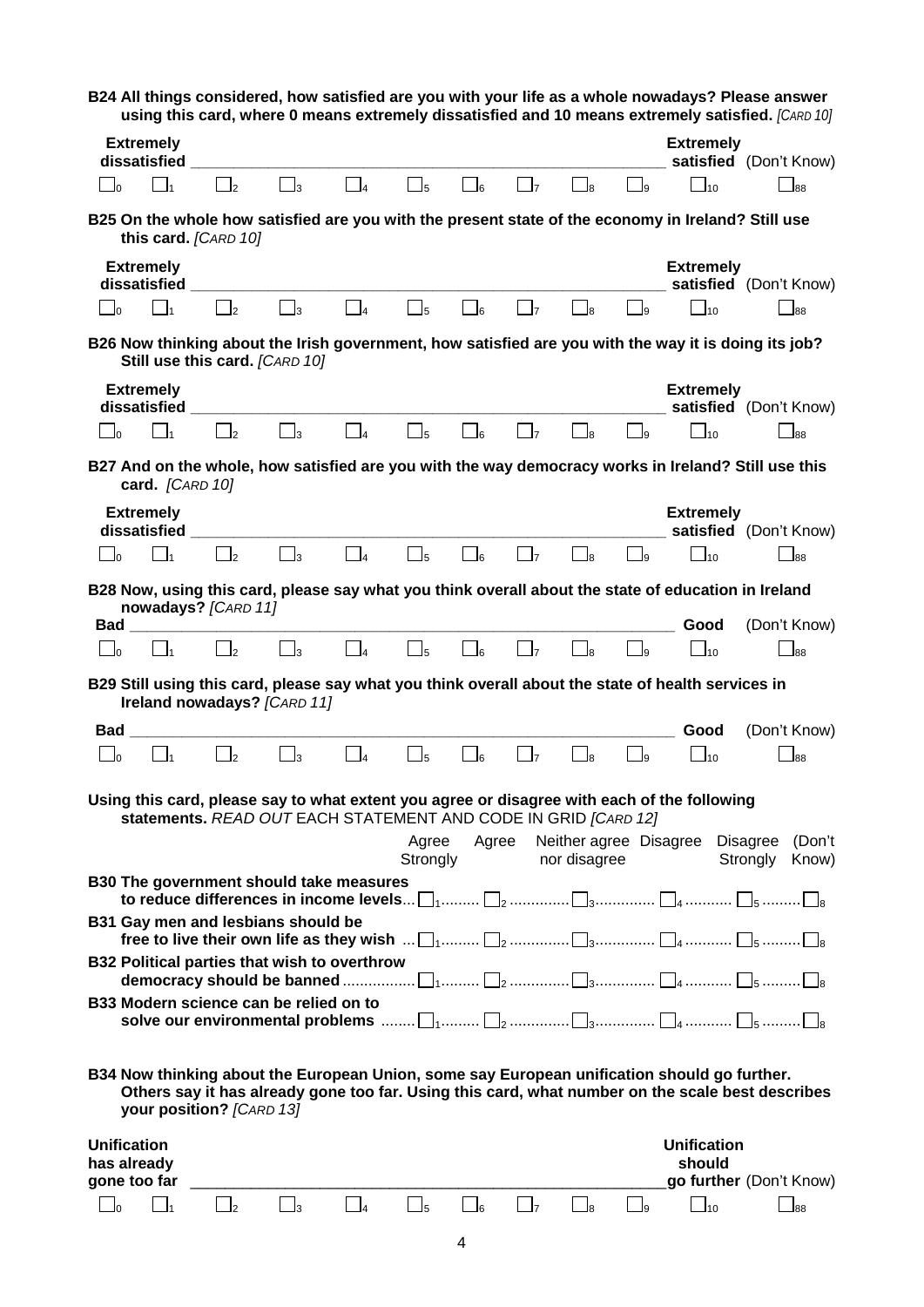**B24 All things considered, how satisfied are you with your life as a whole nowadays? Please answer using this card, where 0 means extremely dissatisfied and 10 means extremely satisfied.** *[CARD 10]*

| Extremely dissatisfied | | | | | | | | | | Extremely satisfied | (Don't Know) |
|---|---|---|---|---|---|---|---|---|---|---|---|
| ☐ 0 | ☐ 1 | ☐ 2 | ☐ 3 | ☐ 4 | ☐ 5 | ☐ 6 | ☐ 7 | ☐ 8 | ☐ 9 | ☐ 10 | ☐ 88 |

**B25 On the whole how satisfied are you with the present state of the economy in Ireland? Still use this card.** *[CARD 10]*

| Extremely dissatisfied | | | | | | | | | | Extremely satisfied | (Don't Know) |
|---|---|---|---|---|---|---|---|---|---|---|---|
| ☐ 0 | ☐ 1 | ☐ 2 | ☐ 3 | ☐ 4 | ☐ 5 | ☐ 6 | ☐ 7 | ☐ 8 | ☐ 9 | ☐ 10 | ☐ 88 |

**B26 Now thinking about the Irish government, how satisfied are you with the way it is doing its job? Still use this card.** *[CARD 10]*

| Extremely dissatisfied | | | | | | | | | | Extremely satisfied | (Don't Know) |
|---|---|---|---|---|---|---|---|---|---|---|---|
| ☐ 0 | ☐ 1 | ☐ 2 | ☐ 3 | ☐ 4 | ☐ 5 | ☐ 6 | ☐ 7 | ☐ 8 | ☐ 9 | ☐ 10 | ☐ 88 |

**B27 And on the whole, how satisfied are you with the way democracy works in Ireland? Still use this card.** *[CARD 10]*

| Extremely dissatisfied | | | | | | | | | | Extremely satisfied | (Don't Know) |
|---|---|---|---|---|---|---|---|---|---|---|---|
| ☐ 0 | ☐ 1 | ☐ 2 | ☐ 3 | ☐ 4 | ☐ 5 | ☐ 6 | ☐ 7 | ☐ 8 | ☐ 9 | ☐ 10 | ☐ 88 |

**B28 Now, using this card, please say what you think overall about the state of education in Ireland nowadays?** *[CARD 11]*

| Bad | | | | | | | | | | Good | (Don't Know) |
|---|---|---|---|---|---|---|---|---|---|---|---|
| ☐ 0 | ☐ 1 | ☐ 2 | ☐ 3 | ☐ 4 | ☐ 5 | ☐ 6 | ☐ 7 | ☐ 8 | ☐ 9 | ☐ 10 | ☐ 88 |

**B29 Still using this card, please say what you think overall about the state of health services in Ireland nowadays?** *[CARD 11]*

| Bad | | | | | | | | | | Good | (Don't Know) |
|---|---|---|---|---|---|---|---|---|---|---|---|
| ☐ 0 | ☐ 1 | ☐ 2 | ☐ 3 | ☐ 4 | ☐ 5 | ☐ 6 | ☐ 7 | ☐ 8 | ☐ 9 | ☐ 10 | ☐ 88 |

**Using this card, please say to what extent you agree or disagree with each of the following statements.** *READ OUT* **EACH STATEMENT AND CODE IN GRID** *[CARD 12]*

| | Agree Strongly | Agree | Neither agree nor disagree | Disagree | Disagree Strongly | (Don't Know) |
|---|---|---|---|---|---|---|
| **B30 The government should take measures to reduce differences in income levels** | ☐ 1 | ☐ 2 | ☐ 3 | ☐ 4 | ☐ 5 | ☐ 8 |
| **B31 Gay men and lesbians should be free to live their own life as they wish** | ☐ 1 | ☐ 2 | ☐ 3 | ☐ 4 | ☐ 5 | ☐ 8 |
| **B32 Political parties that wish to overthrow democracy should be banned** | ☐ 1 | ☐ 2 | ☐ 3 | ☐ 4 | ☐ 5 | ☐ 8 |
| **B33 Modern science can be relied on to solve our environmental problems** | ☐ 1 | ☐ 2 | ☐ 3 | ☐ 4 | ☐ 5 | ☐ 8 |

**B34 Now thinking about the European Union, some say European unification should go further. Others say it has already gone too far. Using this card, what number on the scale best describes your position?** *[CARD 13]*

| Unification has already gone too far | | | | | | | | | | Unification should go further | (Don't Know) |
|---|---|---|---|---|---|---|---|---|---|---|---|
| ☐ 0 | ☐ 1 | ☐ 2 | ☐ 3 | ☐ 4 | ☐ 5 | ☐ 6 | ☐ 7 | ☐ 8 | ☐ 9 | ☐ 10 | ☐ 88 |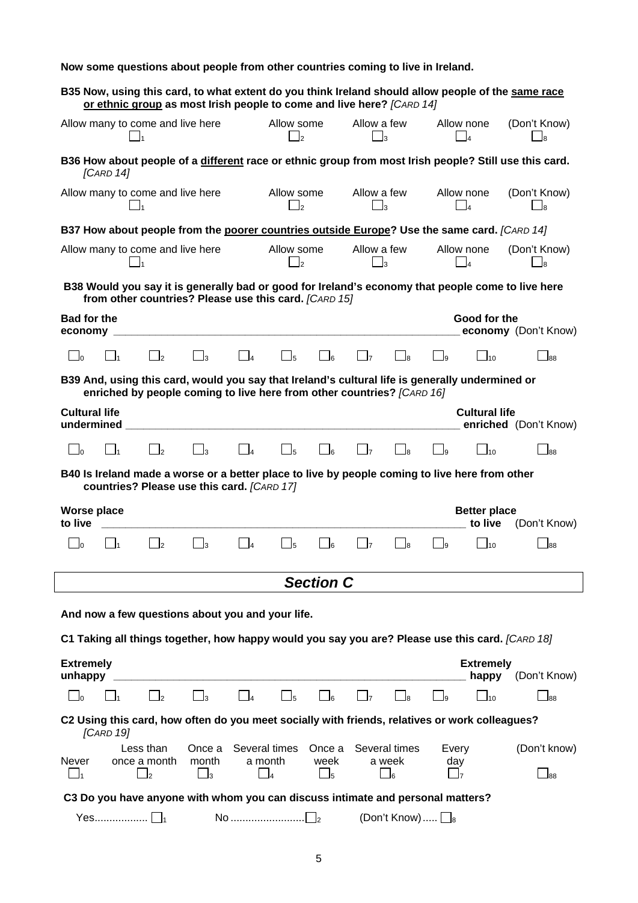**Now some questions about people from other countries coming to live in Ireland.**

**B35 Now, using this card, to what extent do you think Ireland should allow people of the <u>same race or ethnic group</u> as most Irish people to come and live here?** *[CARD 14]*

| Allow many to come and live here | Allow some | Allow a few | Allow none | (Don't Know) |
|---|---|---|---|---|
| ☐1 | ☐2 | ☐3 | ☐4 | ☐8 |

**B36 How about people of a <u>different</u> race or ethnic group from most Irish people? Still use this card.** *[CARD 14]*

| Allow many to come and live here | Allow some | Allow a few | Allow none | (Don't Know) |
|---|---|---|---|---|
| ☐1 | ☐2 | ☐3 | ☐4 | ☐8 |

**B37 How about people from the <u>poorer countries outside Europe</u>? Use the same card.** *[CARD 14]*

| Allow many to come and live here | Allow some | Allow a few | Allow none | (Don't Know) |
|---|---|---|---|---|
| ☐1 | ☐2 | ☐3 | ☐4 | ☐8 |

**B38 Would you say it is generally bad or good for Ireland's economy that people come to live here from other countries? Please use this card.** *[CARD 15]*

| **Bad for the economy** | | | | | | | | | | **Good for the economy** | (Don't Know) |
|---|---|---|---|---|---|---|---|---|---|---|---|
| ☐0 | ☐1 | ☐2 | ☐3 | ☐4 | ☐5 | ☐6 | ☐7 | ☐8 | ☐9 | ☐10 | ☐88 |

**B39 And, using this card, would you say that Ireland's cultural life is generally undermined or enriched by people coming to live here from other countries?** *[CARD 16]*

| **Cultural life undermined** | | | | | | | | | | **Cultural life enriched** | (Don't Know) |
|---|---|---|---|---|---|---|---|---|---|---|---|
| ☐0 | ☐1 | ☐2 | ☐3 | ☐4 | ☐5 | ☐6 | ☐7 | ☐8 | ☐9 | ☐10 | ☐88 |

**B40 Is Ireland made a worse or a better place to live by people coming to live here from other countries? Please use this card.** *[CARD 17]*

| **Worse place to live** | | | | | | | | | | **Better place to live** | (Don't Know) |
|---|---|---|---|---|---|---|---|---|---|---|---|
| ☐0 | ☐1 | ☐2 | ☐3 | ☐4 | ☐5 | ☐6 | ☐7 | ☐8 | ☐9 | ☐10 | ☐88 |

# *Section C*

**And now a few questions about you and your life.**

**C1 Taking all things together, how happy would you say you are? Please use this card.** *[CARD 18]*

| **Extremely unhappy** | | | | | | | | | | **Extremely happy** | (Don't Know) |
|---|---|---|---|---|---|---|---|---|---|---|---|
| ☐0 | ☐1 | ☐2 | ☐3 | ☐4 | ☐5 | ☐6 | ☐7 | ☐8 | ☐9 | ☐10 | ☐88 |

**C2 Using this card, how often do you meet socially with friends, relatives or work colleagues?** *[CARD 19]*

| Never | Less than once a month | Once a month | Several times a month | Once a week | Several times a week | Every day | (Don't know) |
|---|---|---|---|---|---|---|---|
| ☐1 | ☐2 | ☐3 | ☐4 | ☐5 | ☐6 | ☐7 | ☐88 |

**C3 Do you have anyone with whom you can discuss intimate and personal matters?**

Yes.................. ☐1 No ......................... ☐2 (Don't Know)..... ☐8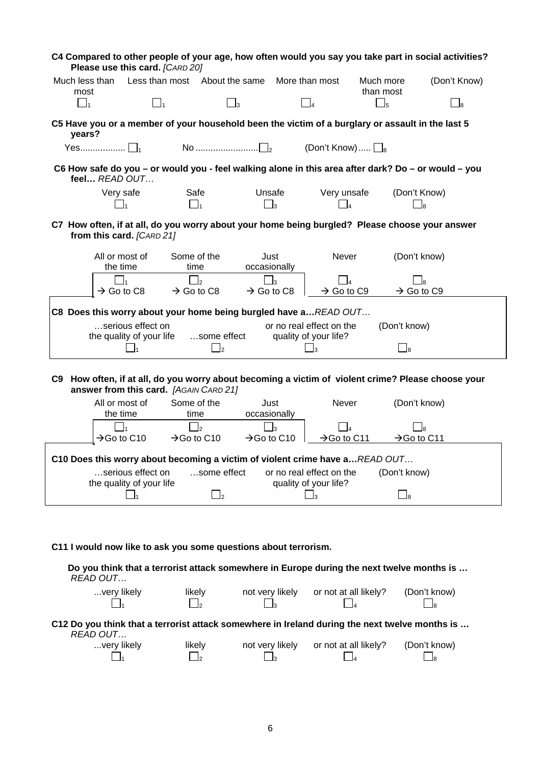**C4 Compared to other people of your age, how often would you say you take part in social activities? Please use this card.** *[CARD 20]*

| Much less than most | Less than most | About the same | More than most | Much more than most | (Don't Know) |
|---|---|---|---|---|---|
| ☐1 | ☐1 | ☐3 | ☐4 | ☐5 | ☐8 |

**C5 Have you or a member of your household been the victim of a burglary or assault in the last 5 years?**

Yes.................. ☐1     No ......................... ☐2     (Don't Know)..... ☐8

**C6 How safe do you – or would you - feel walking alone in this area after dark? Do – or would – you feel…** *READ OUT…*

| Very safe | Safe | Unsafe | Very unsafe | (Don't Know) |
|---|---|---|---|---|
| ☐1 | ☐1 | ☐3 | ☐4 | ☐8 |

**C7 How often, if at all, do you worry about your home being burgled? Please choose your answer from this card.** *[CARD 21]*

| All or most of the time | Some of the time | Just occasionally | Never | (Don't know) |
|---|---|---|---|---|
| ☐1 | ☐2 | ☐3 | ☐4 | ☐8 |
| → Go to C8 | → Go to C8 | → Go to C8 | → Go to C9 | → Go to C9 |

**C8 Does this worry about your home being burgled have a…***READ OUT…*

| …serious effect on the quality of your life | …some effect | or no real effect on the quality of your life? | (Don't know) |
|---|---|---|---|
| ☐1 | ☐2 | ☐3 | ☐8 |

**C9 How often, if at all, do you worry about becoming a victim of violent crime? Please choose your answer from this card.** *[AGAIN CARD 21]*

| All or most of the time | Some of the time | Just occasionally | Never | (Don't know) |
|---|---|---|---|---|
| ☐1 | ☐2 | ☐3 | ☐4 | ☐8 |
| →Go to C10 | →Go to C10 | →Go to C10 | →Go to C11 | →Go to C11 |

**C10 Does this worry about becoming a victim of violent crime have a…***READ OUT…*

| …serious effect on the quality of your life | …some effect | or no real effect on the quality of your life? | (Don't know) |
|---|---|---|---|
| ☐1 | ☐2 | ☐3 | ☐8 |

**C11 I would now like to ask you some questions about terrorism.**

**Do you think that a terrorist attack somewhere in Europe during the next twelve months is …** *READ OUT…*

| ...very likely | likely | not very likely | or not at all likely? | (Don't know) |
|---|---|---|---|---|
| ☐1 | ☐2 | ☐3 | ☐4 | ☐8 |

**C12 Do you think that a terrorist attack somewhere in Ireland during the next twelve months is …** *READ OUT…*

| ...very likely | likely | not very likely | or not at all likely? | (Don't know) |
|---|---|---|---|---|
| ☐1 | ☐2 | ☐3 | ☐4 | ☐8 |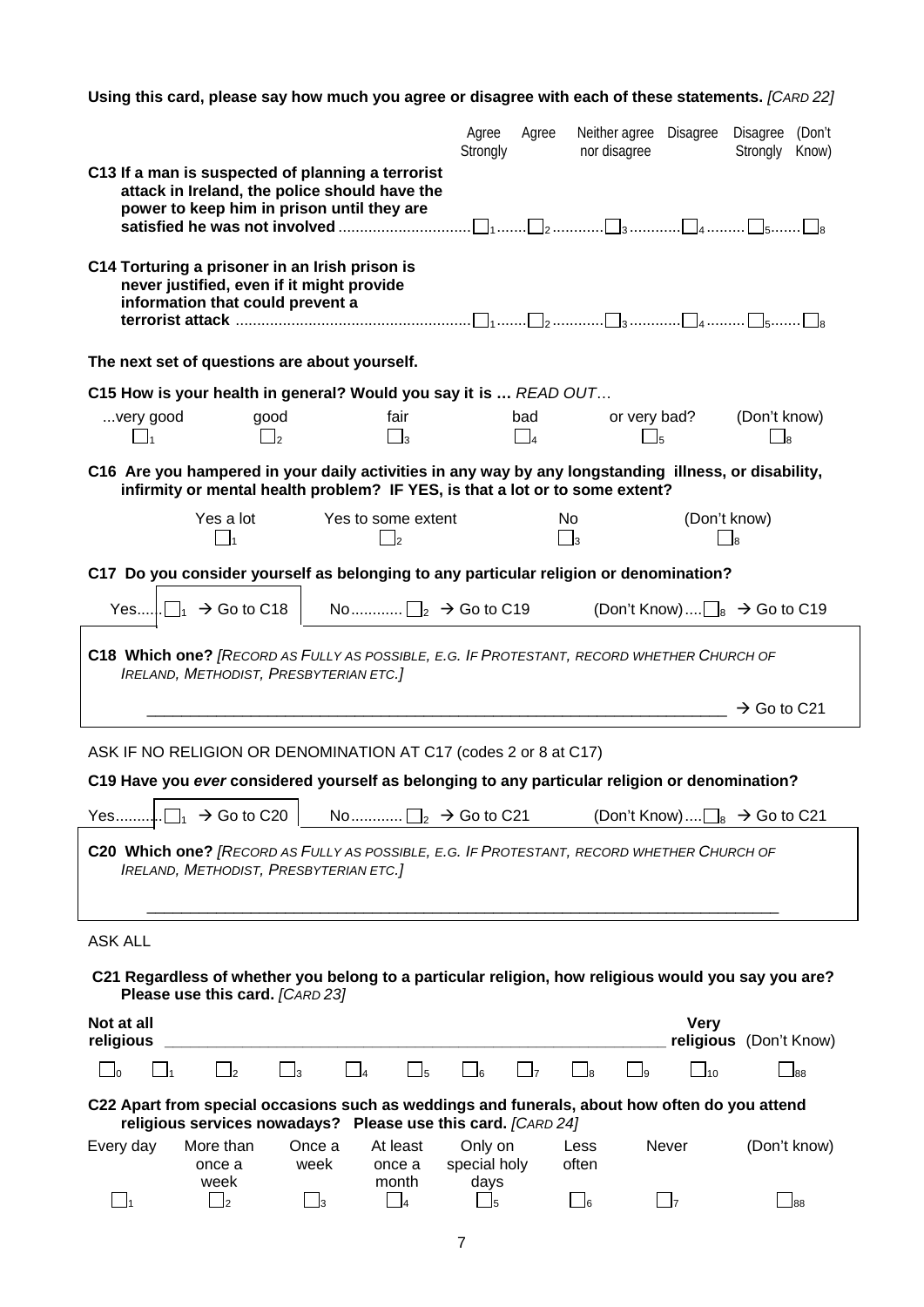**Using this card, please say how much you agree or disagree with each of these statements.** *[CARD 22]*

| | Agree Strongly | Agree | Neither agree nor disagree | Disagree | Disagree Strongly | (Don't Know) |
|---|---|---|---|---|---|---|
| **C13 If a man is suspected of planning a terrorist attack in Ireland, the police should have the power to keep him in prison until they are satisfied he was not involved** | ☐1 | ☐2 | ☐3 | ☐4 | ☐5 | ☐8 |
| **C14 Torturing a prisoner in an Irish prison is never justified, even if it might provide information that could prevent a terrorist attack** | ☐1 | ☐2 | ☐3 | ☐4 | ☐5 | ☐8 |

**The next set of questions are about yourself.**

**C15 How is your health in general? Would you say it is …** *READ OUT…*

| ...very good | good | fair | bad | or very bad? | (Don't know) |
|---|---|---|---|---|---|
| ☐1 | ☐2 | ☐3 | ☐4 | ☐5 | ☐8 |

**C16 Are you hampered in your daily activities in any way by any longstanding illness, or disability, infirmity or mental health problem? IF YES, is that a lot or to some extent?**

| Yes a lot | Yes to some extent | No | (Don't know) |
|---|---|---|---|
| ☐1 | ☐2 | ☐3 | ☐8 |

**C17 Do you consider yourself as belonging to any particular religion or denomination?**

Yes.....☐1 → Go to C18 No............☐2 → Go to C19 (Don't Know)....☐8 → Go to C19

**C18 Which one?** *[RECORD AS FULLY AS POSSIBLE, E.G. IF PROTESTANT, RECORD WHETHER CHURCH OF IRELAND, METHODIST, PRESBYTERIAN ETC.]*

\_\_\_\_\_\_\_\_\_\_\_\_\_\_\_\_\_\_\_\_\_\_\_\_\_\_\_\_\_\_\_\_\_\_\_\_\_\_\_\_\_\_\_\_\_\_\_\_\_\_\_\_\_\_\_\_\_\_ → Go to C21

ASK IF NO RELIGION OR DENOMINATION AT C17 (codes 2 or 8 at C17)

**C19 Have you *ever* considered yourself as belonging to any particular religion or denomination?**

Yes..........☐1 → Go to C20 No............☐2 → Go to C21 (Don't Know)....☐8 → Go to C21

**C20 Which one?** *[RECORD AS FULLY AS POSSIBLE, E.G. IF PROTESTANT, RECORD WHETHER CHURCH OF IRELAND, METHODIST, PRESBYTERIAN ETC.]*

\_\_\_\_\_\_\_\_\_\_\_\_\_\_\_\_\_\_\_\_\_\_\_\_\_\_\_\_\_\_\_\_\_\_\_\_\_\_\_\_\_\_\_\_\_\_\_\_\_\_\_\_\_\_\_\_\_\_

ASK ALL

**C21 Regardless of whether you belong to a particular religion, how religious would you say you are? Please use this card.** *[CARD 23]*

| Not at all religious | | | | | | | | | | Very religious | (Don't Know) |
|---|---|---|---|---|---|---|---|---|---|---|---|
| ☐0 | ☐1 | ☐2 | ☐3 | ☐4 | ☐5 | ☐6 | ☐7 | ☐8 | ☐9 | ☐10 | ☐88 |

**C22 Apart from special occasions such as weddings and funerals, about how often do you attend religious services nowadays? Please use this card.** *[CARD 24]*

| Every day | More than once a week | Once a week | At least once a month | Only on special holy days | Less often | Never | (Don't know) |
|---|---|---|---|---|---|---|---|
| ☐1 | ☐2 | ☐3 | ☐4 | ☐5 | ☐6 | ☐7 | ☐88 |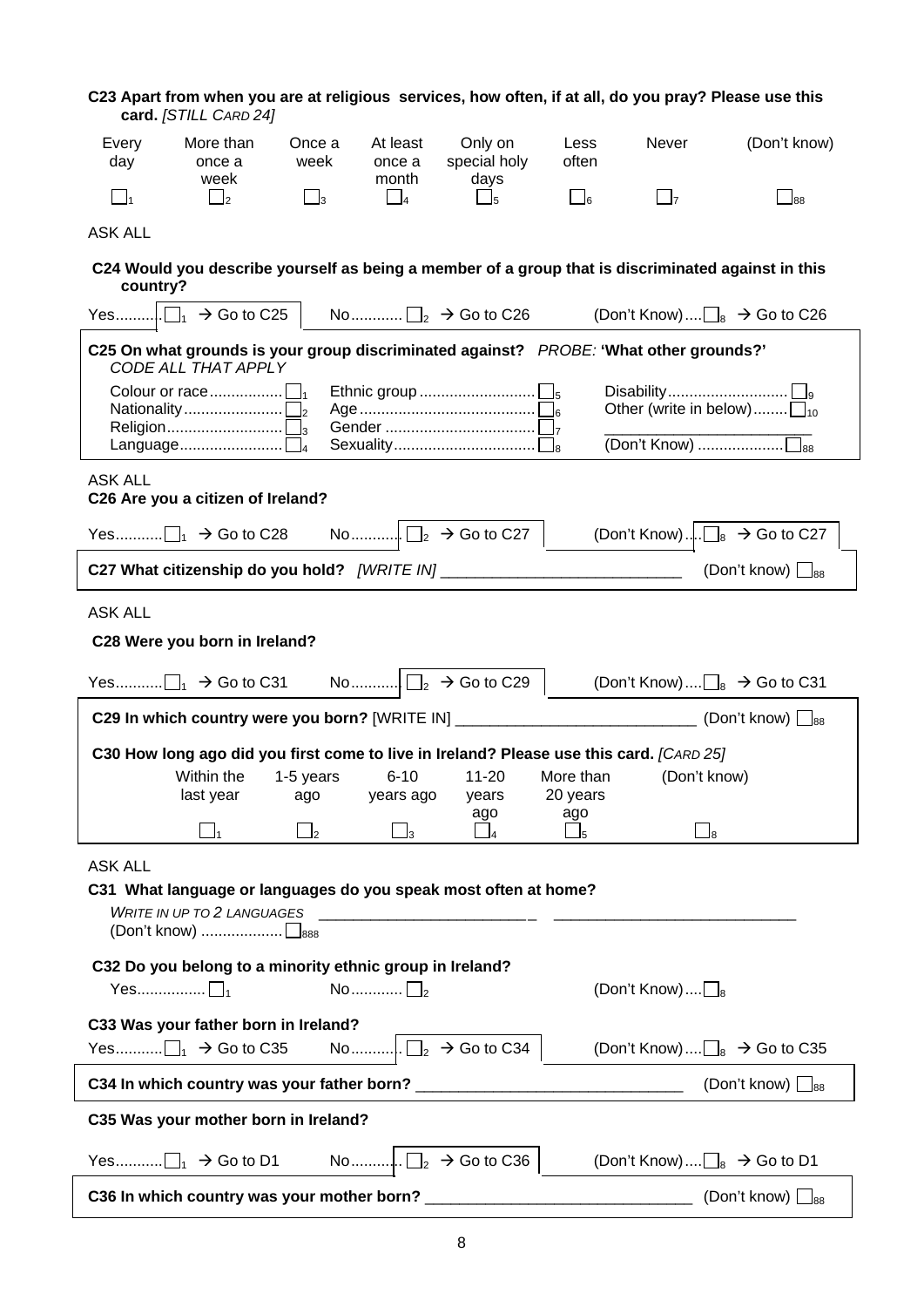**C23 Apart from when you are at religious services, how often, if at all, do you pray? Please use this card.** *[STILL CARD 24]*

| Every day | More than once a week | Once a week | At least once a month | Only on special holy days | Less often | Never | (Don't know) |
|---|---|---|---|---|---|---|---|
| ☐1 | ☐2 | ☐3 | ☐4 | ☐5 | ☐6 | ☐7 | ☐88 |

ASK ALL

**C24 Would you describe yourself as being a member of a group that is discriminated against in this country?**

Yes.......... ☐1 → Go to C25 No........... ☐2 → Go to C26 (Don't Know).... ☐8 → Go to C26

**C25 On what grounds is your group discriminated against?** *PROBE:* **'What other grounds?'**
*CODE ALL THAT APPLY*

- Colour or race................ ☐1
- Nationality....................... ☐2
- Religion........................... ☐3
- Language........................ ☐4
- Ethnic group .......................... ☐5
- Age ......................................... ☐6
- Gender ................................... ☐7
- Sexuality................................. ☐8
- Disability............................ ☐9
- Other (write in below)........ ☐10 ________________________
- (Don't Know) .................... ☐88

ASK ALL

**C26 Are you a citizen of Ireland?**

Yes.......... ☐1 → Go to C28 No........... ☐2 → Go to C27 (Don't Know).... ☐8 → Go to C27

**C27 What citizenship do you hold?** *[WRITE IN]* ___________________________ (Don't know) ☐88

ASK ALL

**C28 Were you born in Ireland?**

Yes.......... ☐1 → Go to C31 No........... ☐2 → Go to C29 (Don't Know).... ☐8 → Go to C31

**C29 In which country were you born?** [WRITE IN] ___________________________ (Don't know) ☐88

**C30 How long ago did you first come to live in Ireland? Please use this card.** *[CARD 25]*

| Within the last year | 1-5 years ago | 6-10 years ago | 11-20 years ago | More than 20 years ago | (Don't know) |
|---|---|---|---|---|---|
| ☐1 | ☐2 | ☐3 | ☐4 | ☐5 | ☐8 |

ASK ALL

**C31 What language or languages do you speak most often at home?**

*WRITE IN UP TO 2 LANGUAGES* ________________________ ___________________________

(Don't know) .................. ☐888

**C32 Do you belong to a minority ethnic group in Ireland?**

Yes................ ☐1 No............ ☐2 (Don't Know).... ☐8

**C33 Was your father born in Ireland?**

Yes.......... ☐1 → Go to C35 No........... ☐2 → Go to C34 (Don't Know).... ☐8 → Go to C35

**C34 In which country was your father born?** ______________________________ (Don't know) ☐88

**C35 Was your mother born in Ireland?**

Yes.......... ☐1 → Go to D1 No........... ☐2 → Go to C36 (Don't Know).... ☐8 → Go to D1

**C36 In which country was your mother born?** ______________________________ (Don't know) ☐88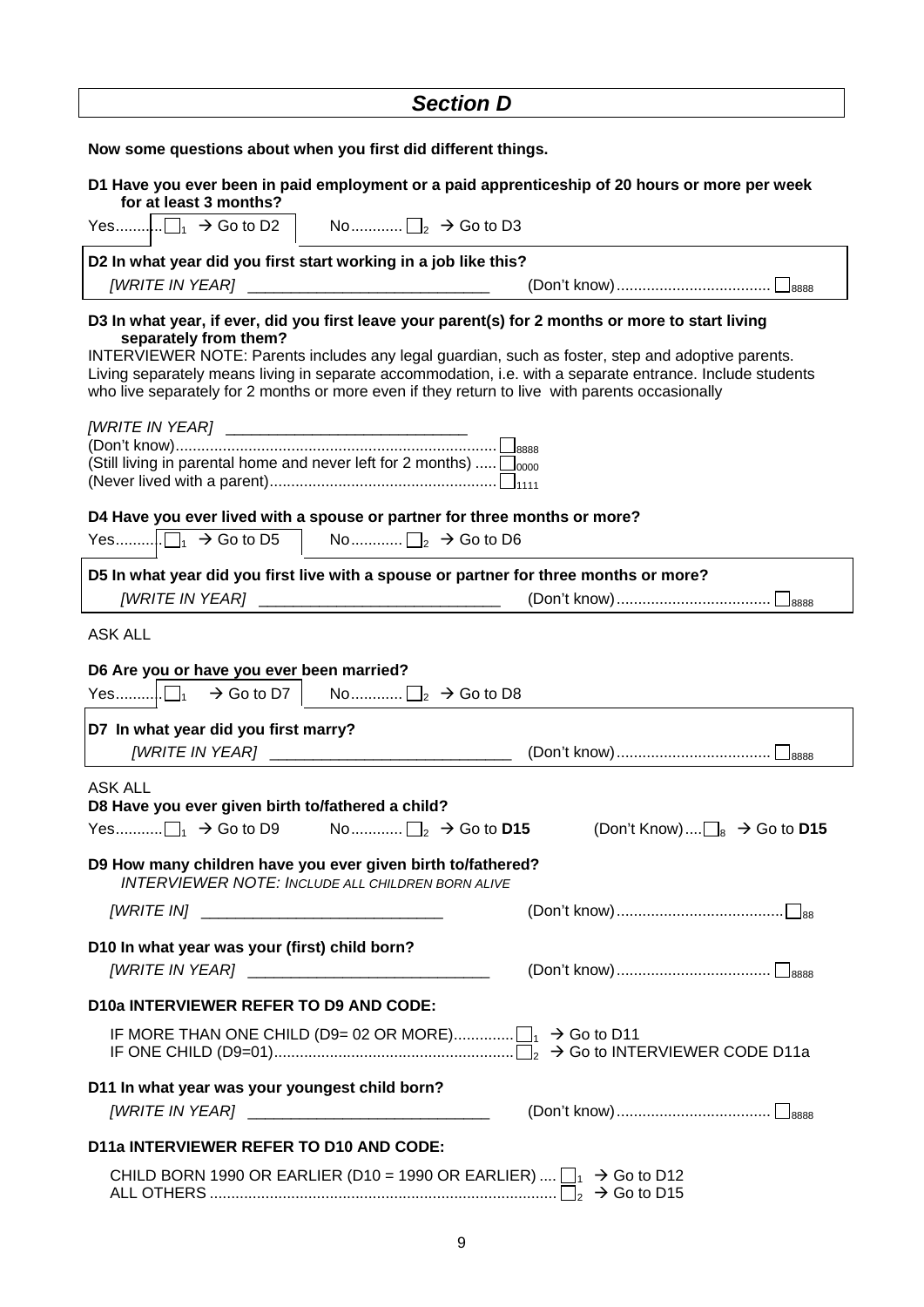# Section D

**Now some questions about when you first did different things.**

**D1 Have you ever been in paid employment or a paid apprenticeship of 20 hours or more per week for at least 3 months?**

Yes........... ☐1 → Go to D2 No............ ☐2 → Go to D3

**D2 In what year did you first start working in a job like this?**

*[WRITE IN YEAR]* ___________________________ (Don't know).................................... ☐8888

**D3 In what year, if ever, did you first leave your parent(s) for 2 months or more to start living separately from them?**

INTERVIEWER NOTE: Parents includes any legal guardian, such as foster, step and adoptive parents. Living separately means living in separate accommodation, i.e. with a separate entrance. Include students who live separately for 2 months or more even if they return to live with parents occasionally

*[WRITE IN YEAR]* ___________________________

(Don't know)............................................................................ ☐8888

(Still living in parental home and never left for 2 months) ..... ☐0000

(Never lived with a parent)..................................................... ☐1111

**D4 Have you ever lived with a spouse or partner for three months or more?**

Yes........... ☐1 → Go to D5 No............ ☐2 → Go to D6

**D5 In what year did you first live with a spouse or partner for three months or more?**

*[WRITE IN YEAR]* ___________________________ (Don't know).................................... ☐8888

ASK ALL

**D6 Are you or have you ever been married?**

Yes........... ☐1 → Go to D7 No............ ☐2 → Go to D8

**D7 In what year did you first marry?**

*[WRITE IN YEAR]* ___________________________ (Don't know).................................... ☐8888

ASK ALL

**D8 Have you ever given birth to/fathered a child?**

Yes........... ☐1 → Go to D9 No............ ☐2 → Go to **D15** (Don't Know).... ☐8 → Go to **D15**

**D9 How many children have you ever given birth to/fathered?**

*INTERVIEWER NOTE: INCLUDE ALL CHILDREN BORN ALIVE*

*[WRITE IN]* ___________________________ (Don't know)....................................... ☐88

**D10 In what year was your (first) child born?**

*[WRITE IN YEAR]* ___________________________ (Don't know).................................... ☐8888

**D10a INTERVIEWER REFER TO D9 AND CODE:**

IF MORE THAN ONE CHILD (D9= 02 OR MORE).............. ☐1 → Go to D11

IF ONE CHILD (D9=01)...................................................... ☐2 → Go to INTERVIEWER CODE D11a

**D11 In what year was your youngest child born?**

*[WRITE IN YEAR]* ___________________________ (Don't know).................................... ☐8888

**D11a INTERVIEWER REFER TO D10 AND CODE:**

CHILD BORN 1990 OR EARLIER (D10 = 1990 OR EARLIER) .... ☐1 → Go to D12

ALL OTHERS ................................................................................ ☐2 → Go to D15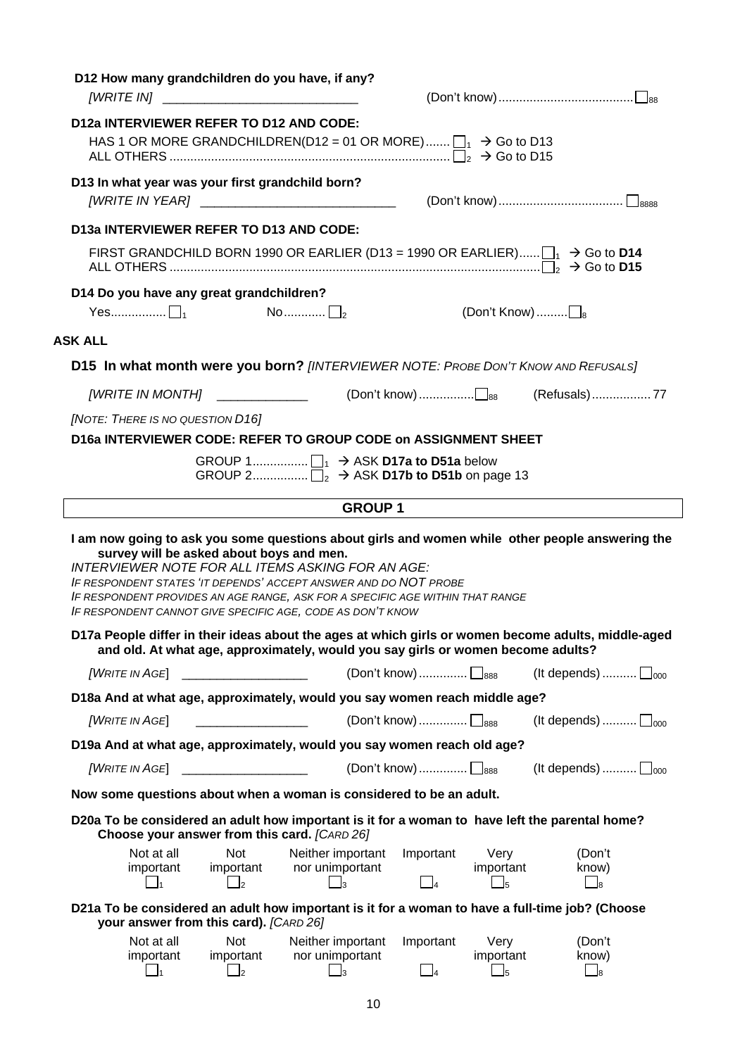**D12 How many grandchildren do you have, if any?**

*[WRITE IN]* ___________________________ (Don't know).......................................☐88

**D12a INTERVIEWER REFER TO D12 AND CODE:**

HAS 1 OR MORE GRANDCHILDREN(D12 = 01 OR MORE).......☐1 → Go to D13
ALL OTHERS ..................................................................................☐2 → Go to D15

**D13 In what year was your first grandchild born?**

*[WRITE IN YEAR]* ___________________________ (Don't know)....................................☐8888

**D13a INTERVIEWER REFER TO D13 AND CODE:**

FIRST GRANDCHILD BORN 1990 OR EARLIER (D13 = 1990 OR EARLIER)......☐1 → Go to **D14**
ALL OTHERS ..........................................................................................................☐2 → Go to **D15**

**D14 Do you have any great grandchildren?**

Yes................☐1 No............☐2 (Don't Know).........☐8

**ASK ALL**

**D15 In what month were you born?** *[INTERVIEWER NOTE: PROBE DON'T KNOW AND REFUSALS]*

*[WRITE IN MONTH]* _____________ (Don't know)................☐88 (Refusals).................77

*[NOTE: THERE IS NO QUESTION D16]*

**D16a INTERVIEWER CODE: REFER TO GROUP CODE on ASSIGNMENT SHEET**

GROUP 1................☐1 → ASK **D17a to D51a** below
GROUP 2................☐2 → ASK **D17b to D51b** on page 13

## GROUP 1

**I am now going to ask you some questions about girls and women while other people answering the survey will be asked about boys and men.**

*INTERVIEWER NOTE FOR ALL ITEMS ASKING FOR AN AGE:*
*IF RESPONDENT STATES 'IT DEPENDS' ACCEPT ANSWER AND DO NOT PROBE*
*IF RESPONDENT PROVIDES AN AGE RANGE, ASK FOR A SPECIFIC AGE WITHIN THAT RANGE*
*IF RESPONDENT CANNOT GIVE SPECIFIC AGE, CODE AS DON'T KNOW*

**D17a People differ in their ideas about the ages at which girls or women become adults, middle-aged and old. At what age, approximately, would you say girls or women become adults?**

*[WRITE IN AGE]* __________________ (Don't know)..............☐888 (It depends)..........☐000

**D18a And at what age, approximately, would you say women reach middle age?**

*[WRITE IN AGE]* ________________ (Don't know)..............☐888 (It depends)..........☐000

**D19a And at what age, approximately, would you say women reach old age?**

*[WRITE IN AGE]* __________________ (Don't know)..............☐888 (It depends)..........☐000

**Now some questions about when a woman is considered to be an adult.**

**D20a To be considered an adult how important is it for a woman to have left the parental home? Choose your answer from this card.** *[CARD 26]*

| Not at all important | Not important | Neither important nor unimportant | Important | Very important | (Don't know) |
|---|---|---|---|---|---|
| ☐1 | ☐2 | ☐3 | ☐4 | ☐5 | ☐8 |

**D21a To be considered an adult how important is it for a woman to have a full-time job? (Choose your answer from this card).** *[CARD 26]*

| Not at all important | Not important | Neither important nor unimportant | Important | Very important | (Don't know) |
|---|---|---|---|---|---|
| ☐1 | ☐2 | ☐3 | ☐4 | ☐5 | ☐8 |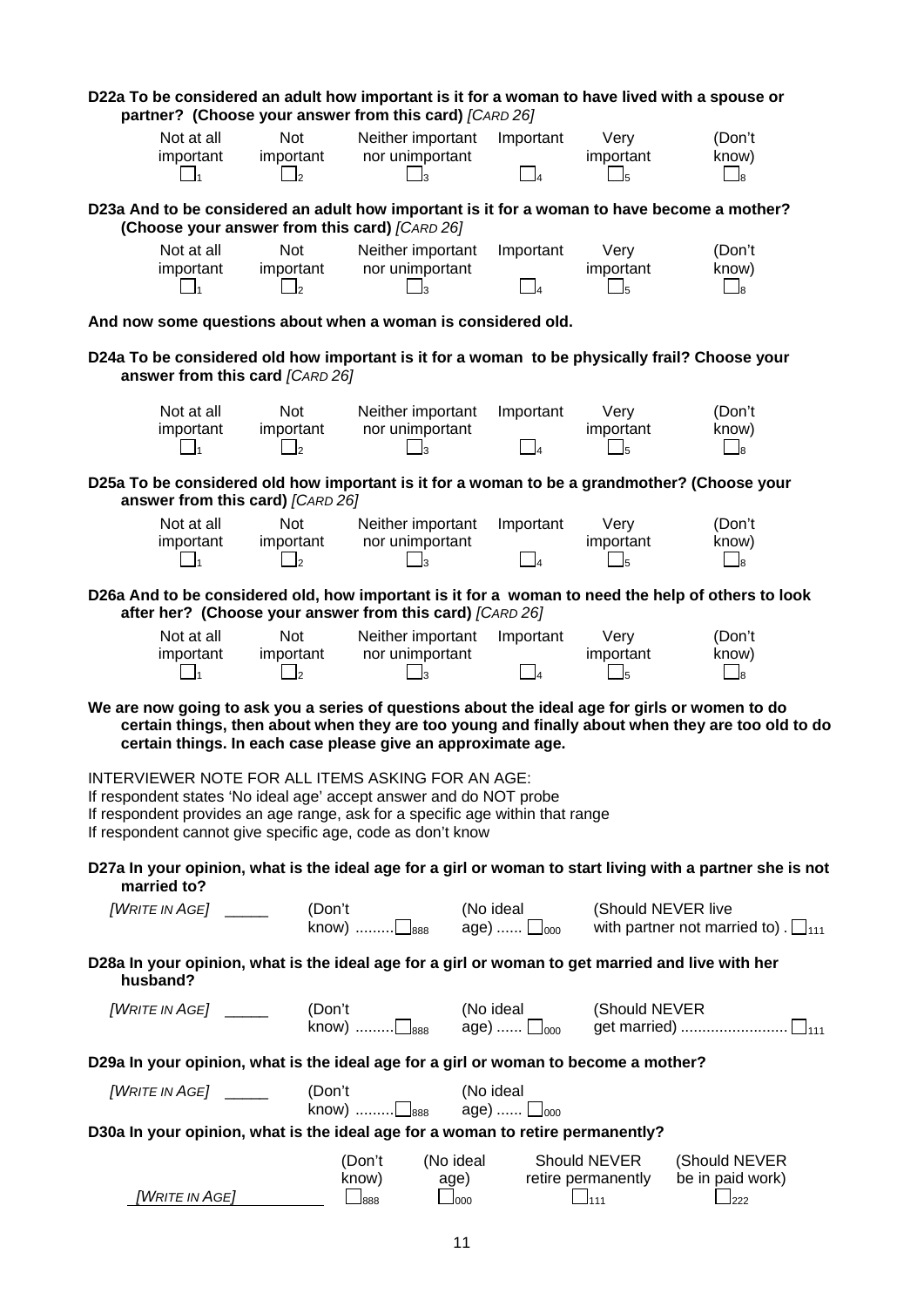**D22a To be considered an adult how important is it for a woman to have lived with a spouse or partner? (Choose your answer from this card)** *[CARD 26]*

| Not at all important | Not important | Neither important nor unimportant | Important | Very important | (Don't know) |
|---|---|---|---|---|---|
| ☐1 | ☐2 | ☐3 | ☐4 | ☐5 | ☐8 |

**D23a And to be considered an adult how important is it for a woman to have become a mother? (Choose your answer from this card)** *[CARD 26]*

| Not at all important | Not important | Neither important nor unimportant | Important | Very important | (Don't know) |
|---|---|---|---|---|---|
| ☐1 | ☐2 | ☐3 | ☐4 | ☐5 | ☐8 |

**And now some questions about when a woman is considered old.**

**D24a To be considered old how important is it for a woman to be physically frail? Choose your answer from this card** *[CARD 26]*

| Not at all important | Not important | Neither important nor unimportant | Important | Very important | (Don't know) |
|---|---|---|---|---|---|
| ☐1 | ☐2 | ☐3 | ☐4 | ☐5 | ☐8 |

**D25a To be considered old how important is it for a woman to be a grandmother? (Choose your answer from this card)** *[CARD 26]*

| Not at all important | Not important | Neither important nor unimportant | Important | Very important | (Don't know) |
|---|---|---|---|---|---|
| ☐1 | ☐2 | ☐3 | ☐4 | ☐5 | ☐8 |

**D26a And to be considered old, how important is it for a woman to need the help of others to look after her? (Choose your answer from this card)** *[CARD 26]*

| Not at all important | Not important | Neither important nor unimportant | Important | Very important | (Don't know) |
|---|---|---|---|---|---|
| ☐1 | ☐2 | ☐3 | ☐4 | ☐5 | ☐8 |

**We are now going to ask you a series of questions about the ideal age for girls or women to do certain things, then about when they are too young and finally about when they are too old to do certain things. In each case please give an approximate age.**

INTERVIEWER NOTE FOR ALL ITEMS ASKING FOR AN AGE:
If respondent states 'No ideal age' accept answer and do NOT probe
If respondent provides an age range, ask for a specific age within that range
If respondent cannot give specific age, code as don't know

**D27a In your opinion, what is the ideal age for a girl or woman to start living with a partner she is not married to?**

*[WRITE IN AGE]* _____ (Don't know) .........☐888 (No ideal age) ...... ☐000 (Should NEVER live with partner not married to) . ☐111

**D28a In your opinion, what is the ideal age for a girl or woman to get married and live with her husband?**

*[WRITE IN AGE]* _____ (Don't know) .........☐888 (No ideal age) ...... ☐000 (Should NEVER get married) ......................... ☐111

**D29a In your opinion, what is the ideal age for a girl or woman to become a mother?**

*[WRITE IN AGE]* _____ (Don't know) .........☐888 (No ideal age) ...... ☐000

**D30a In your opinion, what is the ideal age for a woman to retire permanently?**

| *[WRITE IN AGE]* | (Don't know) | (No ideal age) | Should NEVER retire permanently | (Should NEVER be in paid work) |
|---|---|---|---|---|
| ______ | ☐888 | ☐000 | ☐111 | ☐222 |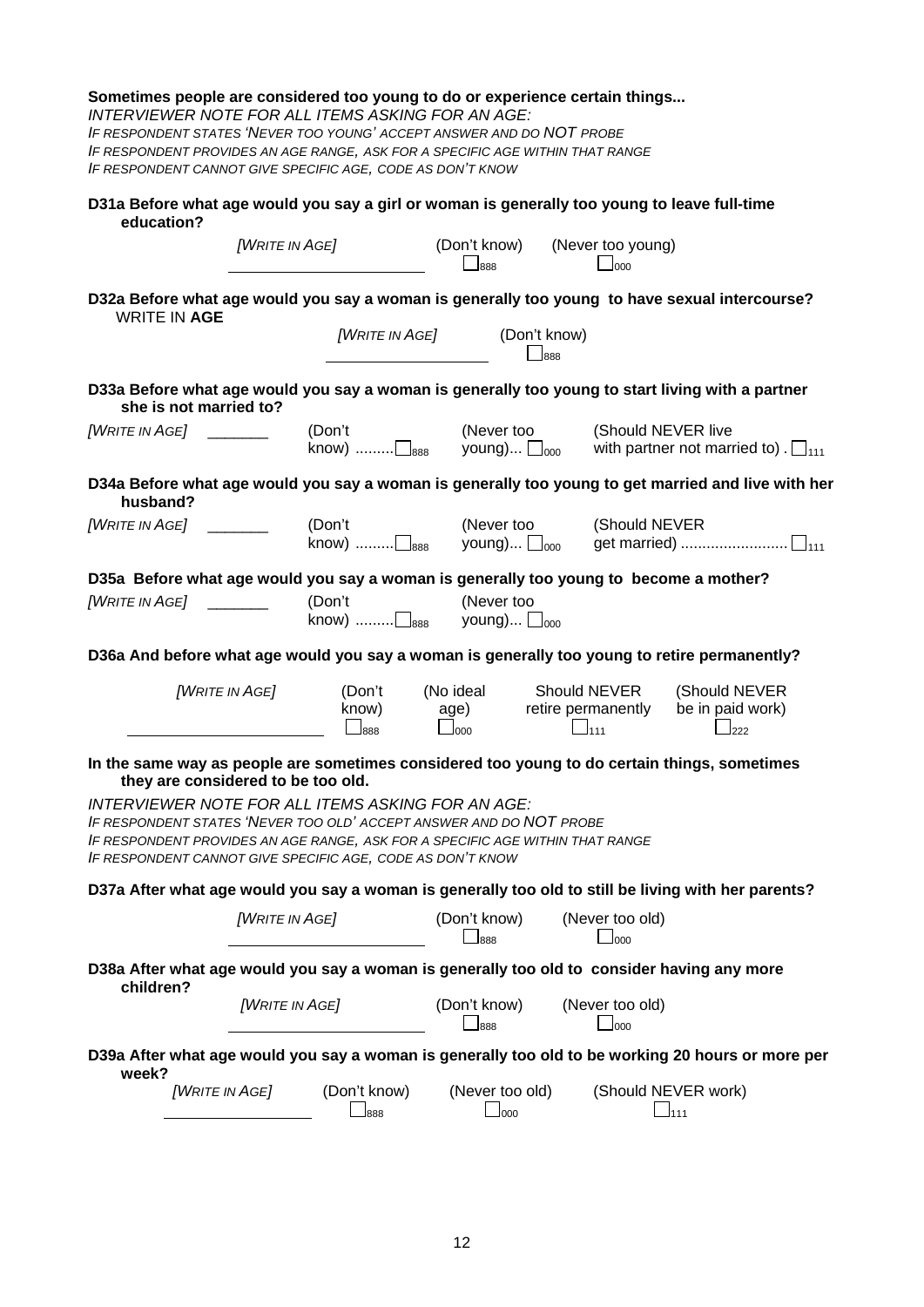**Sometimes people are considered too young to do or experience certain things...**

*INTERVIEWER NOTE FOR ALL ITEMS ASKING FOR AN AGE:*
*IF RESPONDENT STATES 'NEVER TOO YOUNG' ACCEPT ANSWER AND DO NOT PROBE*
*IF RESPONDENT PROVIDES AN AGE RANGE, ASK FOR A SPECIFIC AGE WITHIN THAT RANGE*
*IF RESPONDENT CANNOT GIVE SPECIFIC AGE, CODE AS DON'T KNOW*

**D31a Before what age would you say a girl or woman is generally too young to leave full-time education?**

*[WRITE IN AGE]* ____________ (Don't know) ☐888 (Never too young) ☐000

**D32a Before what age would you say a woman is generally too young to have sexual intercourse?**
WRITE IN **AGE**

*[WRITE IN AGE]* ____________ (Don't know) ☐888

**D33a Before what age would you say a woman is generally too young to start living with a partner she is not married to?**

*[WRITE IN AGE]* _______ (Don't know) .........☐888 (Never too young)... ☐000 (Should NEVER live with partner not married to) . ☐111

**D34a Before what age would you say a woman is generally too young to get married and live with her husband?**

*[WRITE IN AGE]* _______ (Don't know) .........☐888 (Never too young)... ☐000 (Should NEVER get married) ........................ ☐111

**D35a Before what age would you say a woman is generally too young to become a mother?**

*[WRITE IN AGE]* _______ (Don't know) .........☐888 (Never too young)... ☐000

**D36a And before what age would you say a woman is generally too young to retire permanently?**

*[WRITE IN AGE]* ____________ (Don't know) ☐888 (No ideal age) ☐000 Should NEVER retire permanently ☐111 (Should NEVER be in paid work) ☐222

**In the same way as people are sometimes considered too young to do certain things, sometimes they are considered to be too old.**

*INTERVIEWER NOTE FOR ALL ITEMS ASKING FOR AN AGE:*
*IF RESPONDENT STATES 'NEVER TOO OLD' ACCEPT ANSWER AND DO NOT PROBE*
*IF RESPONDENT PROVIDES AN AGE RANGE, ASK FOR A SPECIFIC AGE WITHIN THAT RANGE*
*IF RESPONDENT CANNOT GIVE SPECIFIC AGE, CODE AS DON'T KNOW*

**D37a After what age would you say a woman is generally too old to still be living with her parents?**

*[WRITE IN AGE]* ____________ (Don't know) ☐888 (Never too old) ☐000

**D38a After what age would you say a woman is generally too old to consider having any more children?**

*[WRITE IN AGE]* ____________ (Don't know) ☐888 (Never too old) ☐000

**D39a After what age would you say a woman is generally too old to be working 20 hours or more per week?**

*[WRITE IN AGE]* ____________ (Don't know) ☐888 (Never too old) ☐000 (Should NEVER work) ☐111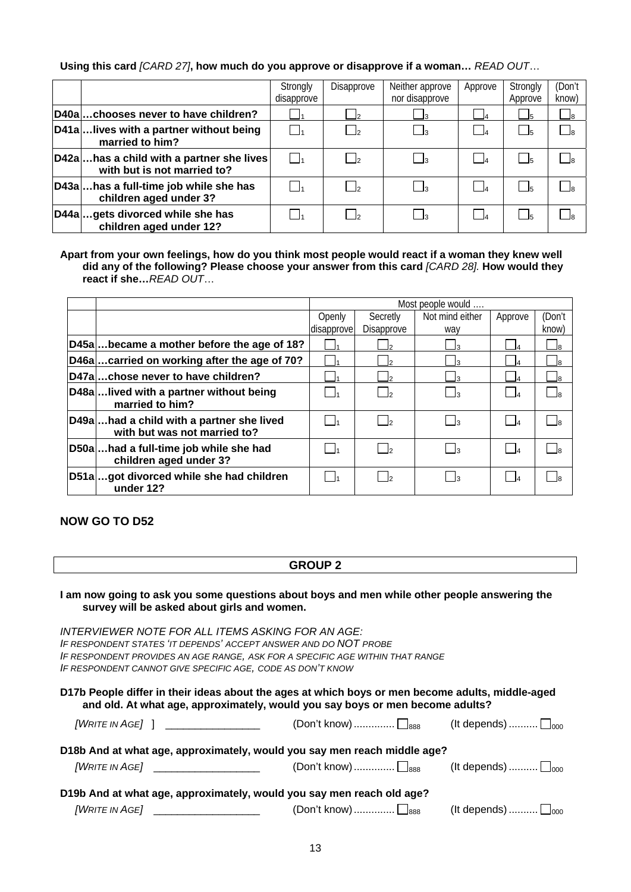**Using this card** *[CARD 27]*, **how much do you approve or disapprove if a woman…** *READ OUT…*

| | | Strongly disapprove | Disapprove | Neither approve nor disapprove | Approve | Strongly Approve | (Don't know) |
|---|---|---|---|---|---|---|---|
| **D40a** | **…chooses never to have children?** | ☐1 | ☐2 | ☐3 | ☐4 | ☐5 | ☐8 |
| **D41a** | **…lives with a partner without being married to him?** | ☐1 | ☐2 | ☐3 | ☐4 | ☐5 | ☐8 |
| **D42a** | **…has a child with a partner she lives with but is not married to?** | ☐1 | ☐2 | ☐3 | ☐4 | ☐5 | ☐8 |
| **D43a** | **…has a full-time job while she has children aged under 3?** | ☐1 | ☐2 | ☐3 | ☐4 | ☐5 | ☐8 |
| **D44a** | **…gets divorced while she has children aged under 12?** | ☐1 | ☐2 | ☐3 | ☐4 | ☐5 | ☐8 |

**Apart from your own feelings, how do you think most people would react if a woman they knew well did any of the following? Please choose your answer from this card** *[CARD 28]*. **How would they react if she…***READ OUT…*

| | | Most people would …. | | | | |
|---|---|---|---|---|---|---|
| | | Openly disapprove | Secretly Disapprove | Not mind either way | Approve | (Don't know) |
| **D45a** | **…became a mother before the age of 18?** | ☐1 | ☐2 | ☐3 | ☐4 | ☐8 |
| **D46a** | **…carried on working after the age of 70?** | ☐1 | ☐2 | ☐3 | ☐4 | ☐8 |
| **D47a** | **…chose never to have children?** | ☐1 | ☐2 | ☐3 | ☐4 | ☐8 |
| **D48a** | **…lived with a partner without being married to him?** | ☐1 | ☐2 | ☐3 | ☐4 | ☐8 |
| **D49a** | **…had a child with a partner she lived with but was not married to?** | ☐1 | ☐2 | ☐3 | ☐4 | ☐8 |
| **D50a** | **…had a full-time job while she had children aged under 3?** | ☐1 | ☐2 | ☐3 | ☐4 | ☐8 |
| **D51a** | **…got divorced while she had children under 12?** | ☐1 | ☐2 | ☐3 | ☐4 | ☐8 |

**NOW GO TO D52**

## GROUP 2

**I am now going to ask you some questions about boys and men while other people answering the survey will be asked about girls and women.**

*INTERVIEWER NOTE FOR ALL ITEMS ASKING FOR AN AGE:*
*IF RESPONDENT STATES 'IT DEPENDS' ACCEPT ANSWER AND DO NOT PROBE*
*IF RESPONDENT PROVIDES AN AGE RANGE, ASK FOR A SPECIFIC AGE WITHIN THAT RANGE*
*IF RESPONDENT CANNOT GIVE SPECIFIC AGE, CODE AS DON'T KNOW*

**D17b People differ in their ideas about the ages at which boys or men become adults, middle-aged and old. At what age, approximately, would you say boys or men become adults?**

*[WRITE IN AGE]* ] ________________ (Don't know) .............. ☐888 (It depends) .......... ☐000

**D18b And at what age, approximately, would you say men reach middle age?**

*[WRITE IN AGE]* __________________ (Don't know) .............. ☐888 (It depends) .......... ☐000

**D19b And at what age, approximately, would you say men reach old age?**

*[WRITE IN AGE]* __________________ (Don't know) .............. ☐888 (It depends) .......... ☐000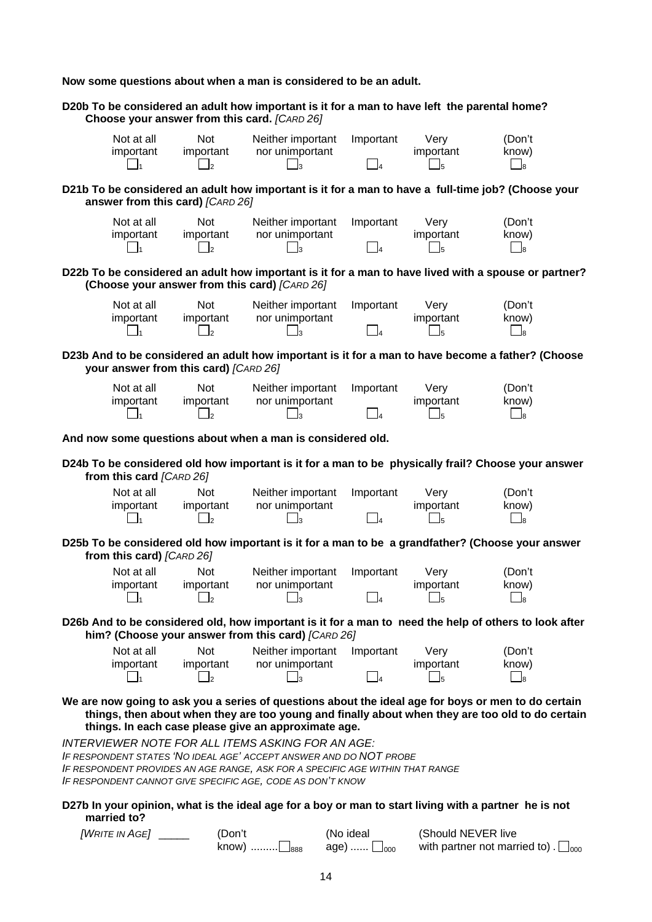**Now some questions about when a man is considered to be an adult.**

**D20b To be considered an adult how important is it for a man to have left the parental home? Choose your answer from this card.** *[CARD 26]*

| Not at all important | Not important | Neither important nor unimportant | Important | Very important | (Don't know) |
|---|---|---|---|---|---|
| ☐1 | ☐2 | ☐3 | ☐4 | ☐5 | ☐8 |

**D21b To be considered an adult how important is it for a man to have a full-time job? (Choose your answer from this card)** *[CARD 26]*

| Not at all important | Not important | Neither important nor unimportant | Important | Very important | (Don't know) |
|---|---|---|---|---|---|
| ☐1 | ☐2 | ☐3 | ☐4 | ☐5 | ☐8 |

**D22b To be considered an adult how important is it for a man to have lived with a spouse or partner? (Choose your answer from this card)** *[CARD 26]*

| Not at all important | Not important | Neither important nor unimportant | Important | Very important | (Don't know) |
|---|---|---|---|---|---|
| ☐1 | ☐2 | ☐3 | ☐4 | ☐5 | ☐8 |

**D23b And to be considered an adult how important is it for a man to have become a father? (Choose your answer from this card)** *[CARD 26]*

| Not at all important | Not important | Neither important nor unimportant | Important | Very important | (Don't know) |
|---|---|---|---|---|---|
| ☐1 | ☐2 | ☐3 | ☐4 | ☐5 | ☐8 |

**And now some questions about when a man is considered old.**

**D24b To be considered old how important is it for a man to be physically frail? Choose your answer from this card** *[CARD 26]*

| Not at all important | Not important | Neither important nor unimportant | Important | Very important | (Don't know) |
|---|---|---|---|---|---|
| ☐1 | ☐2 | ☐3 | ☐4 | ☐5 | ☐8 |

**D25b To be considered old how important is it for a man to be a grandfather? (Choose your answer from this card)** *[CARD 26]*

| Not at all important | Not important | Neither important nor unimportant | Important | Very important | (Don't know) |
|---|---|---|---|---|---|
| ☐1 | ☐2 | ☐3 | ☐4 | ☐5 | ☐8 |

**D26b And to be considered old, how important is it for a man to need the help of others to look after him? (Choose your answer from this card)** *[CARD 26]*

| Not at all important | Not important | Neither important nor unimportant | Important | Very important | (Don't know) |
|---|---|---|---|---|---|
| ☐1 | ☐2 | ☐3 | ☐4 | ☐5 | ☐8 |

**We are now going to ask you a series of questions about the ideal age for boys or men to do certain things, then about when they are too young and finally about when they are too old to do certain things. In each case please give an approximate age.**

*INTERVIEWER NOTE FOR ALL ITEMS ASKING FOR AN AGE:*
*IF RESPONDENT STATES 'NO IDEAL AGE' ACCEPT ANSWER AND DO NOT PROBE*
*IF RESPONDENT PROVIDES AN AGE RANGE, ASK FOR A SPECIFIC AGE WITHIN THAT RANGE*
*IF RESPONDENT CANNOT GIVE SPECIFIC AGE, CODE AS DON'T KNOW*

**D27b In your opinion, what is the ideal age for a boy or man to start living with a partner he is not married to?**

*[WRITE IN AGE]* _____ (Don't know) .........☐888 (No ideal age) ...... ☐000 (Should NEVER live with partner not married to) . ☐000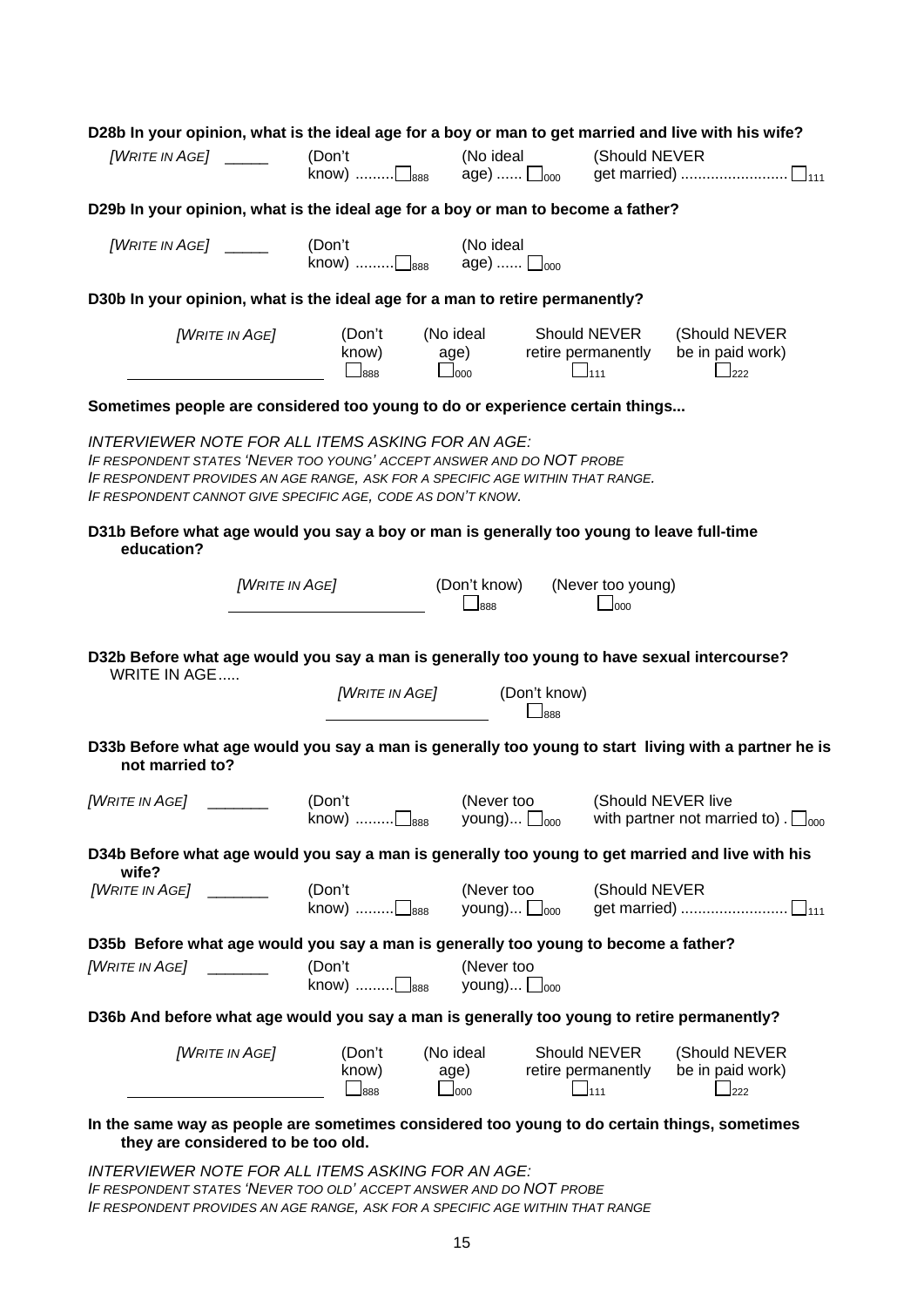**D28b In your opinion, what is the ideal age for a boy or man to get married and live with his wife?**

*[WRITE IN AGE]* _____ (Don't know) .........☐888 (No ideal age) ...... ☐000 (Should NEVER get married) ......................... ☐111

**D29b In your opinion, what is the ideal age for a boy or man to become a father?**

*[WRITE IN AGE]* _____ (Don't know) .........☐888 (No ideal age) ...... ☐000

**D30b In your opinion, what is the ideal age for a man to retire permanently?**

*[WRITE IN AGE]* ____________ (Don't know) ☐888 (No ideal age) ☐000 Should NEVER retire permanently ☐111 (Should NEVER be in paid work) ☐222

**Sometimes people are considered too young to do or experience certain things...**

*INTERVIEWER NOTE FOR ALL ITEMS ASKING FOR AN AGE:*
*IF RESPONDENT STATES 'NEVER TOO YOUNG' ACCEPT ANSWER AND DO NOT PROBE*
*IF RESPONDENT PROVIDES AN AGE RANGE, ASK FOR A SPECIFIC AGE WITHIN THAT RANGE.*
*IF RESPONDENT CANNOT GIVE SPECIFIC AGE, CODE AS DON'T KNOW.*

**D31b Before what age would you say a boy or man is generally too young to leave full-time education?**

*[WRITE IN AGE]* ____________ (Don't know) ☐888 (Never too young) ☐000

**D32b Before what age would you say a man is generally too young to have sexual intercourse?**
WRITE IN AGE.....

*[WRITE IN AGE]* ____________ (Don't know) ☐888

**D33b Before what age would you say a man is generally too young to start living with a partner he is not married to?**

*[WRITE IN AGE]* _______ (Don't know) .........☐888 (Never too young)... ☐000 (Should NEVER live with partner not married to) . ☐000

**D34b Before what age would you say a man is generally too young to get married and live with his wife?**

*[WRITE IN AGE]* _______ (Don't know) .........☐888 (Never too young)... ☐000 (Should NEVER get married) ......................... ☐111

**D35b Before what age would you say a man is generally too young to become a father?**

*[WRITE IN AGE]* _______ (Don't know) .........☐888 (Never too young)... ☐000

**D36b And before what age would you say a man is generally too young to retire permanently?**

*[WRITE IN AGE]* ____________ (Don't know) ☐888 (No ideal age) ☐000 Should NEVER retire permanently ☐111 (Should NEVER be in paid work) ☐222

**In the same way as people are sometimes considered too young to do certain things, sometimes they are considered to be too old.**

*INTERVIEWER NOTE FOR ALL ITEMS ASKING FOR AN AGE:*
*IF RESPONDENT STATES 'NEVER TOO OLD' ACCEPT ANSWER AND DO NOT PROBE*
*IF RESPONDENT PROVIDES AN AGE RANGE, ASK FOR A SPECIFIC AGE WITHIN THAT RANGE*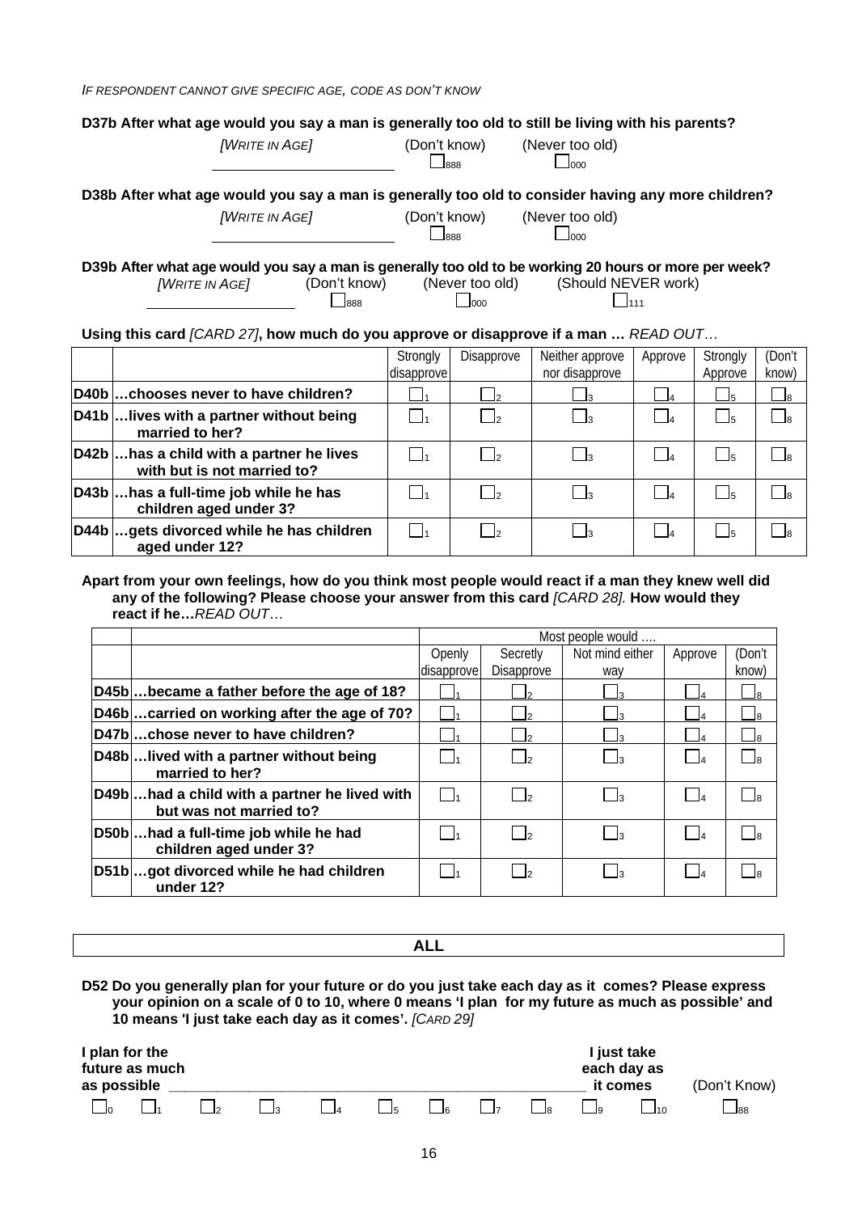*IF RESPONDENT CANNOT GIVE SPECIFIC AGE, CODE AS DON'T KNOW*

**D37b After what age would you say a man is generally too old to still be living with his parents?**

*[WRITE IN AGE]* ____________ (Don't know) ☐888 (Never too old) ☐000

**D38b After what age would you say a man is generally too old to consider having any more children?**

*[WRITE IN AGE]* ____________ (Don't know) ☐888 (Never too old) ☐000

**D39b After what age would you say a man is generally too old to be working 20 hours or more per week?**

*[WRITE IN AGE]* ____________ (Don't know) ☐888 (Never too old) ☐000 (Should NEVER work) ☐111

**Using this card** *[CARD 27]***, how much do you approve or disapprove if a man …** *READ OUT…*

| | | Strongly disapprove | Disapprove | Neither approve nor disapprove | Approve | Strongly Approve | (Don't know) |
|---|---|---|---|---|---|---|---|
| **D40b** | **…chooses never to have children?** | ☐1 | ☐2 | ☐3 | ☐4 | ☐5 | ☐8 |
| **D41b** | **…lives with a partner without being married to her?** | ☐1 | ☐2 | ☐3 | ☐4 | ☐5 | ☐8 |
| **D42b** | **…has a child with a partner he lives with but is not married to?** | ☐1 | ☐2 | ☐3 | ☐4 | ☐5 | ☐8 |
| **D43b** | **…has a full-time job while he has children aged under 3?** | ☐1 | ☐2 | ☐3 | ☐4 | ☐5 | ☐8 |
| **D44b** | **…gets divorced while he has children aged under 12?** | ☐1 | ☐2 | ☐3 | ☐4 | ☐5 | ☐8 |

**Apart from your own feelings, how do you think most people would react if a man they knew well did any of the following? Please choose your answer from this card** *[CARD 28].* **How would they react if he…***READ OUT…*

| | | Most people would …. | | | | |
|---|---|---|---|---|---|---|
| | | Openly disapprove | Secretly Disapprove | Not mind either way | Approve | (Don't know) |
| **D45b** | **…became a father before the age of 18?** | ☐1 | ☐2 | ☐3 | ☐4 | ☐8 |
| **D46b** | **…carried on working after the age of 70?** | ☐1 | ☐2 | ☐3 | ☐4 | ☐8 |
| **D47b** | **…chose never to have children?** | ☐1 | ☐2 | ☐3 | ☐4 | ☐8 |
| **D48b** | **…lived with a partner without being married to her?** | ☐1 | ☐2 | ☐3 | ☐4 | ☐8 |
| **D49b** | **…had a child with a partner he lived with but was not married to?** | ☐1 | ☐2 | ☐3 | ☐4 | ☐8 |
| **D50b** | **…had a full-time job while he had children aged under 3?** | ☐1 | ☐2 | ☐3 | ☐4 | ☐8 |
| **D51b** | **…got divorced while he had children under 12?** | ☐1 | ☐2 | ☐3 | ☐4 | ☐8 |

**ALL**

**D52 Do you generally plan for your future or do you just take each day as it comes? Please express your opinion on a scale of 0 to 10, where 0 means 'I plan for my future as much as possible' and 10 means 'I just take each day as it comes'.** *[CARD 29]*

**I plan for the future as much as possible** ______________________________ **I just take each day as it comes** (Don't Know)

☐0 ☐1 ☐2 ☐3 ☐4 ☐5 ☐6 ☐7 ☐8 ☐9 ☐10 ☐88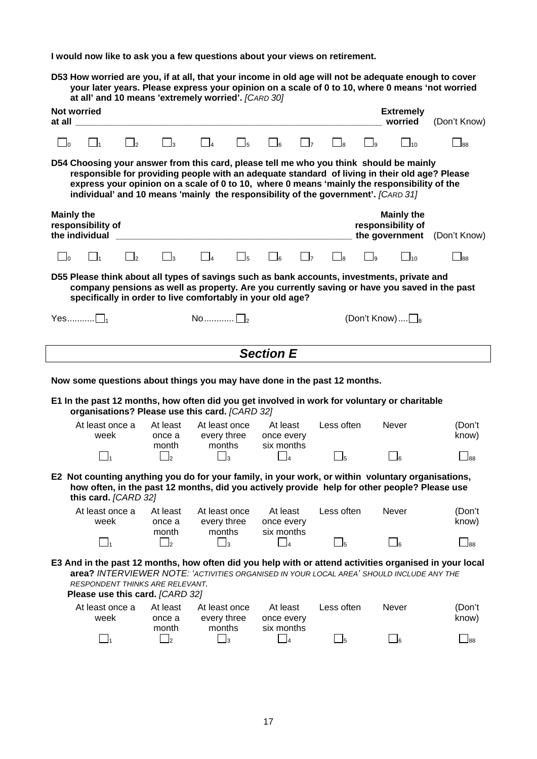**I would now like to ask you a few questions about your views on retirement.**

**D53 How worried are you, if at all, that your income in old age will not be adequate enough to cover your later years. Please express your opinion on a scale of 0 to 10, where 0 means 'not worried at all' and 10 means 'extremely worried'.** *[CARD 30]*

| Not worried at all | | | | | | | | | | Extremely worried | (Don't Know) |
|---|---|---|---|---|---|---|---|---|---|---|---|
| ☐0 | ☐1 | ☐2 | ☐3 | ☐4 | ☐5 | ☐6 | ☐7 | ☐8 | ☐9 | ☐10 | ☐88 |

**D54 Choosing your answer from this card, please tell me who you think should be mainly responsible for providing people with an adequate standard of living in their old age? Please express your opinion on a scale of 0 to 10, where 0 means 'mainly the responsibility of the individual' and 10 means 'mainly the responsibility of the government'.** *[CARD 31]*

| Mainly the responsibility of the individual | | | | | | | | | | Mainly the responsibility of the government | (Don't Know) |
|---|---|---|---|---|---|---|---|---|---|---|---|
| ☐0 | ☐1 | ☐2 | ☐3 | ☐4 | ☐5 | ☐6 | ☐7 | ☐8 | ☐9 | ☐10 | ☐88 |

**D55 Please think about all types of savings such as bank accounts, investments, private and company pensions as well as property. Are you currently saving or have you saved in the past specifically in order to live comfortably in your old age?**

Yes........... ☐1 No............ ☐2 (Don't Know).... ☐8

## Section E

**Now some questions about things you may have done in the past 12 months.**

**E1 In the past 12 months, how often did you get involved in work for voluntary or charitable organisations? Please use this card.** *[CARD 32]*

| At least once a week | At least once a month | At least once every three months | At least once every six months | Less often | Never | (Don't know) |
|---|---|---|---|---|---|---|
| ☐1 | ☐2 | ☐3 | ☐4 | ☐5 | ☐6 | ☐88 |

**E2 Not counting anything you do for your family, in your work, or within voluntary organisations, how often, in the past 12 months, did you actively provide help for other people? Please use this card.** *[CARD 32]*

| At least once a week | At least once a month | At least once every three months | At least once every six months | Less often | Never | (Don't know) |
|---|---|---|---|---|---|---|
| ☐1 | ☐2 | ☐3 | ☐4 | ☐5 | ☐6 | ☐88 |

**E3 And in the past 12 months, how often did you help with or attend activities organised in your local area?** *INTERVIEWER NOTE: 'ACTIVITIES ORGANISED IN YOUR LOCAL AREA' SHOULD INCLUDE ANY THE RESPONDENT THINKS ARE RELEVANT.*
**Please use this card.** *[CARD 32]*

| At least once a week | At least once a month | At least once every three months | At least once every six months | Less often | Never | (Don't know) |
|---|---|---|---|---|---|---|
| ☐1 | ☐2 | ☐3 | ☐4 | ☐5 | ☐6 | ☐88 |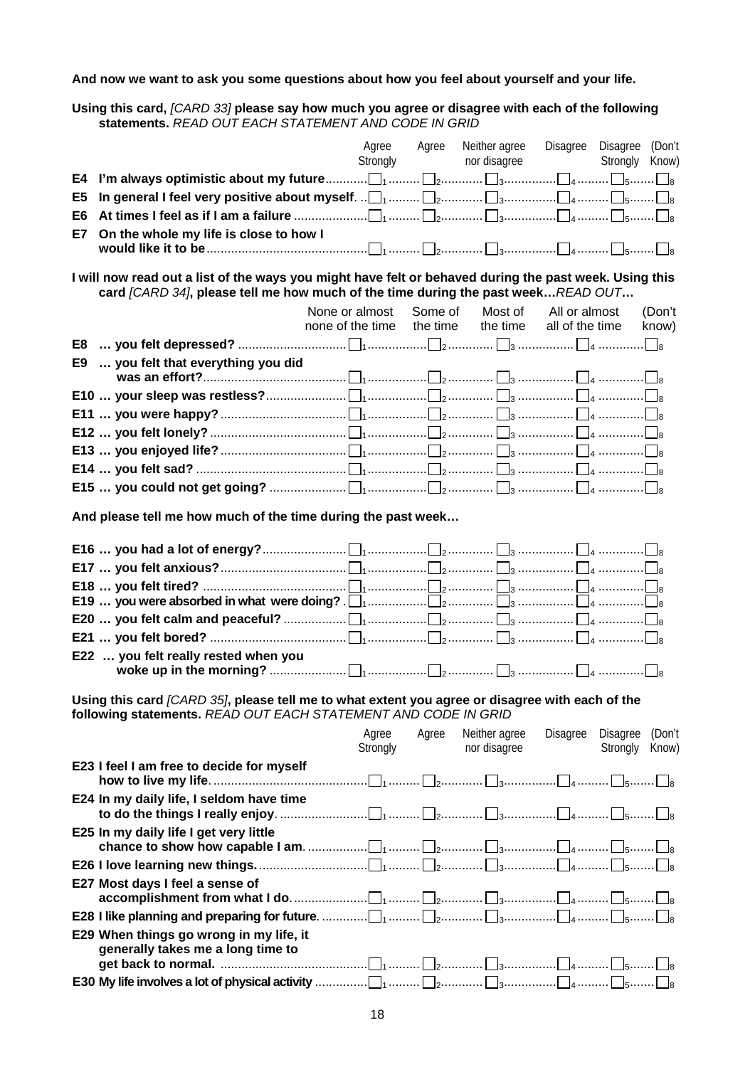**And now we want to ask you some questions about how you feel about yourself and your life.**

**Using this card,** *[CARD 33]* **please say how much you agree or disagree with each of the following statements.** *READ OUT EACH STATEMENT AND CODE IN GRID*

| | | Agree Strongly | Agree | Neither agree nor disagree | Disagree | Disagree Strongly | (Don't Know) |
|---|---|---|---|---|---|---|---|
| **E4** | **I'm always optimistic about my future** | ☐1 | ☐2 | ☐3 | ☐4 | ☐5 | ☐8 |
| **E5** | **In general I feel very positive about myself** | ☐1 | ☐2 | ☐3 | ☐4 | ☐5 | ☐8 |
| **E6** | **At times I feel as if I am a failure** | ☐1 | ☐2 | ☐3 | ☐4 | ☐5 | ☐8 |
| **E7** | **On the whole my life is close to how I would like it to be** | ☐1 | ☐2 | ☐3 | ☐4 | ☐5 | ☐8 |

**I will now read out a list of the ways you might have felt or behaved during the past week. Using this card** *[CARD 34]***, please tell me how much of the time during the past week…***READ OUT***…**

| | | None or almost none of the time | Some of the time | Most of the time | All or almost all of the time | (Don't know) |
|---|---|---|---|---|---|---|
| **E8** | **… you felt depressed?** | ☐1 | ☐2 | ☐3 | ☐4 | ☐8 |
| **E9** | **… you felt that everything you did was an effort?** | ☐1 | ☐2 | ☐3 | ☐4 | ☐8 |
| **E10** | **… your sleep was restless?** | ☐1 | ☐2 | ☐3 | ☐4 | ☐8 |
| **E11** | **… you were happy?** | ☐1 | ☐2 | ☐3 | ☐4 | ☐8 |
| **E12** | **… you felt lonely?** | ☐1 | ☐2 | ☐3 | ☐4 | ☐8 |
| **E13** | **… you enjoyed life?** | ☐1 | ☐2 | ☐3 | ☐4 | ☐8 |
| **E14** | **… you felt sad?** | ☐1 | ☐2 | ☐3 | ☐4 | ☐8 |
| **E15** | **… you could not get going?** | ☐1 | ☐2 | ☐3 | ☐4 | ☐8 |

**And please tell me how much of the time during the past week…**

| | | None or almost none of the time | Some of the time | Most of the time | All or almost all of the time | (Don't know) |
|---|---|---|---|---|---|---|
| **E16** | **… you had a lot of energy?** | ☐1 | ☐2 | ☐3 | ☐4 | ☐8 |
| **E17** | **… you felt anxious?** | ☐1 | ☐2 | ☐3 | ☐4 | ☐8 |
| **E18** | **… you felt tired?** | ☐1 | ☐2 | ☐3 | ☐4 | ☐8 |
| **E19** | **… you were absorbed in what were doing?** | ☐1 | ☐2 | ☐3 | ☐4 | ☐8 |
| **E20** | **… you felt calm and peaceful?** | ☐1 | ☐2 | ☐3 | ☐4 | ☐8 |
| **E21** | **… you felt bored?** | ☐1 | ☐2 | ☐3 | ☐4 | ☐8 |
| **E22** | **… you felt really rested when you woke up in the morning?** | ☐1 | ☐2 | ☐3 | ☐4 | ☐8 |

**Using this card** *[CARD 35]***, please tell me to what extent you agree or disagree with each of the following statements.** *READ OUT EACH STATEMENT AND CODE IN GRID*

| | | Agree Strongly | Agree | Neither agree nor disagree | Disagree | Disagree Strongly | (Don't Know) |
|---|---|---|---|---|---|---|---|
| **E23** | **I feel I am free to decide for myself how to live my life** | ☐1 | ☐2 | ☐3 | ☐4 | ☐5 | ☐8 |
| **E24** | **In my daily life, I seldom have time to do the things I really enjoy** | ☐1 | ☐2 | ☐3 | ☐4 | ☐5 | ☐8 |
| **E25** | **In my daily life I get very little chance to show how capable I am** | ☐1 | ☐2 | ☐3 | ☐4 | ☐5 | ☐8 |
| **E26** | **I love learning new things.** | ☐1 | ☐2 | ☐3 | ☐4 | ☐5 | ☐8 |
| **E27** | **Most days I feel a sense of accomplishment from what I do** | ☐1 | ☐2 | ☐3 | ☐4 | ☐5 | ☐8 |
| **E28** | **I like planning and preparing for future** | ☐1 | ☐2 | ☐3 | ☐4 | ☐5 | ☐8 |
| **E29** | **When things go wrong in my life, it generally takes me a long time to get back to normal.** | ☐1 | ☐2 | ☐3 | ☐4 | ☐5 | ☐8 |
| **E30** | **My life involves a lot of physical activity** | ☐1 | ☐2 | ☐3 | ☐4 | ☐5 | ☐8 |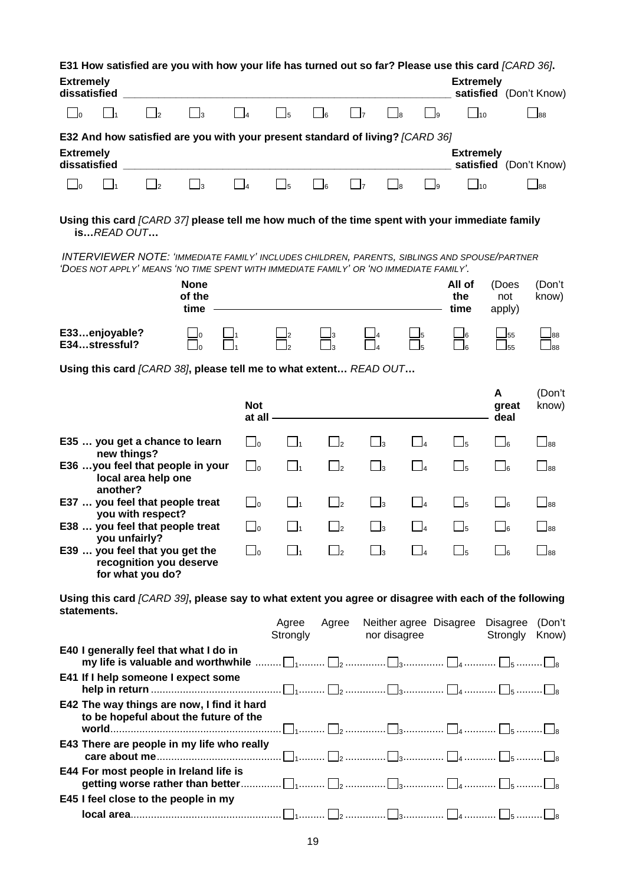**E31 How satisfied are you with how your life has turned out so far? Please use this card** *[CARD 36]*.

| Extremely dissatisfied | | | | | | | | | | Extremely satisfied | (Don't Know) |
|---|---|---|---|---|---|---|---|---|---|---|---|
| ☐0 | ☐1 | ☐2 | ☐3 | ☐4 | ☐5 | ☐6 | ☐7 | ☐8 | ☐9 | ☐10 | ☐88 |

**E32 And how satisfied are you with your present standard of living?** *[CARD 36]*

| Extremely dissatisfied | | | | | | | | | | Extremely satisfied | (Don't Know) |
|---|---|---|---|---|---|---|---|---|---|---|---|
| ☐0 | ☐1 | ☐2 | ☐3 | ☐4 | ☐5 | ☐6 | ☐7 | ☐8 | ☐9 | ☐10 | ☐88 |

**Using this card** *[CARD 37]* **please tell me how much of the time spent with your immediate family is…***READ OUT***…**

*INTERVIEWER NOTE: 'IMMEDIATE FAMILY' INCLUDES CHILDREN, PARENTS, SIBLINGS AND SPOUSE/PARTNER 'DOES NOT APPLY' MEANS 'NO TIME SPENT WITH IMMEDIATE FAMILY' OR 'NO IMMEDIATE FAMILY'.*

| | None of the time | | | | | | All of the time | (Does not apply) | (Don't know) |
|---|---|---|---|---|---|---|---|---|---|
| **E33…enjoyable?** | ☐0 | ☐1 | ☐2 | ☐3 | ☐4 | ☐5 | ☐6 | ☐55 | ☐88 |
| **E34…stressful?** | ☐0 | ☐1 | ☐2 | ☐3 | ☐4 | ☐5 | ☐6 | ☐55 | ☐88 |

**Using this card** *[CARD 38]***, please tell me to what extent…** *READ OUT***…**

| | Not at all | | | | | | A great deal | (Don't know) |
|---|---|---|---|---|---|---|---|---|
| **E35 … you get a chance to learn new things?** | ☐0 | ☐1 | ☐2 | ☐3 | ☐4 | ☐5 | ☐6 | ☐88 |
| **E36 …you feel that people in your local area help one another?** | ☐0 | ☐1 | ☐2 | ☐3 | ☐4 | ☐5 | ☐6 | ☐88 |
| **E37 … you feel that people treat you with respect?** | ☐0 | ☐1 | ☐2 | ☐3 | ☐4 | ☐5 | ☐6 | ☐88 |
| **E38 … you feel that people treat you unfairly?** | ☐0 | ☐1 | ☐2 | ☐3 | ☐4 | ☐5 | ☐6 | ☐88 |
| **E39 … you feel that you get the recognition you deserve for what you do?** | ☐0 | ☐1 | ☐2 | ☐3 | ☐4 | ☐5 | ☐6 | ☐88 |

**Using this card** *[CARD 39]***, please say to what extent you agree or disagree with each of the following statements.**

| | Agree Strongly | Agree | Neither agree nor disagree | Disagree | Disagree Strongly | (Don't Know) |
|---|---|---|---|---|---|---|
| **E40 I generally feel that what I do in my life is valuable and worthwhile** | ☐1 | ☐2 | ☐3 | ☐4 | ☐5 | ☐8 |
| **E41 If I help someone I expect some help in return** | ☐1 | ☐2 | ☐3 | ☐4 | ☐5 | ☐8 |
| **E42 The way things are now, I find it hard to be hopeful about the future of the world** | ☐1 | ☐2 | ☐3 | ☐4 | ☐5 | ☐8 |
| **E43 There are people in my life who really care about me** | ☐1 | ☐2 | ☐3 | ☐4 | ☐5 | ☐8 |
| **E44 For most people in Ireland life is getting worse rather than better** | ☐1 | ☐2 | ☐3 | ☐4 | ☐5 | ☐8 |
| **E45 I feel close to the people in my local area** | ☐1 | ☐2 | ☐3 | ☐4 | ☐5 | ☐8 |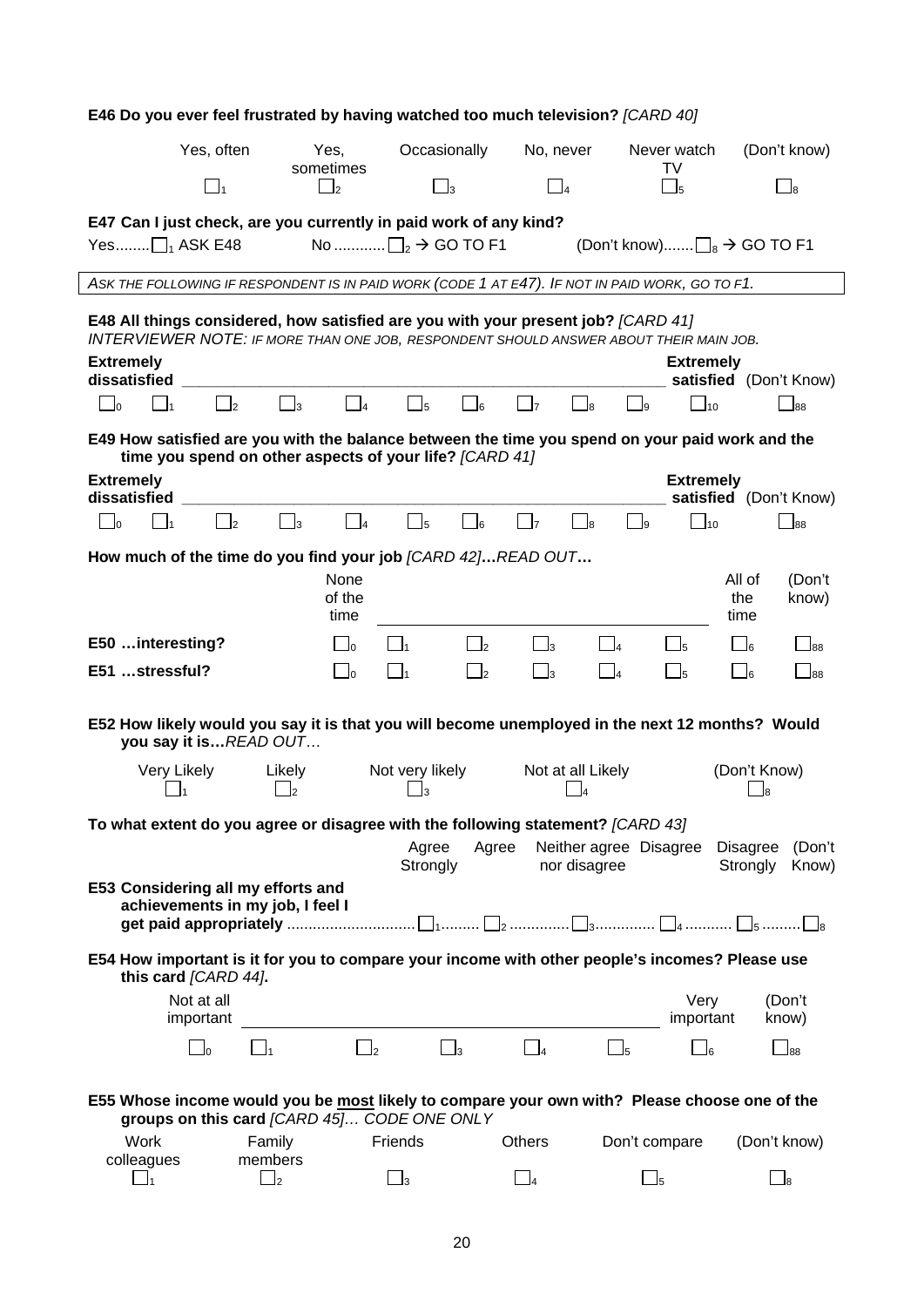**E46 Do you ever feel frustrated by having watched too much television?** *[CARD 40]*

| Yes, often | Yes, sometimes | Occasionally | No, never | Never watch TV | (Don't know) |
|---|---|---|---|---|---|
| ☐1 | ☐2 | ☐3 | ☐4 | ☐5 | ☐8 |

**E47 Can I just check, are you currently in paid work of any kind?**

Yes........☐1 ASK E48 No ............☐2 → GO TO F1 (Don't know).......☐8 → GO TO F1

*ASK THE FOLLOWING IF RESPONDENT IS IN PAID WORK (CODE 1 AT E47). IF NOT IN PAID WORK, GO TO F1.*

**E48 All things considered, how satisfied are you with your present job?** *[CARD 41]*
*INTERVIEWER NOTE: IF MORE THAN ONE JOB, RESPONDENT SHOULD ANSWER ABOUT THEIR MAIN JOB.*

| Extremely dissatisfied | | | | | | | | | | Extremely satisfied | (Don't Know) |
|---|---|---|---|---|---|---|---|---|---|---|---|
| ☐0 | ☐1 | ☐2 | ☐3 | ☐4 | ☐5 | ☐6 | ☐7 | ☐8 | ☐9 | ☐10 | ☐88 |

**E49 How satisfied are you with the balance between the time you spend on your paid work and the time you spend on other aspects of your life?** *[CARD 41]*

| Extremely dissatisfied | | | | | | | | | | Extremely satisfied | (Don't Know) |
|---|---|---|---|---|---|---|---|---|---|---|---|
| ☐0 | ☐1 | ☐2 | ☐3 | ☐4 | ☐5 | ☐6 | ☐7 | ☐8 | ☐9 | ☐10 | ☐88 |

**How much of the time do you find your job** *[CARD 42]***…***READ OUT***…**

| | None of the time | | | | | | All of the time | (Don't know) |
|---|---|---|---|---|---|---|---|---|
| **E50 …interesting?** | ☐0 | ☐1 | ☐2 | ☐3 | ☐4 | ☐5 | ☐6 | ☐88 |
| **E51 …stressful?** | ☐0 | ☐1 | ☐2 | ☐3 | ☐4 | ☐5 | ☐6 | ☐88 |

**E52 How likely would you say it is that you will become unemployed in the next 12 months? Would you say it is…***READ OUT…*

| Very Likely | Likely | Not very likely | Not at all Likely | (Don't Know) |
|---|---|---|---|---|
| ☐1 | ☐2 | ☐3 | ☐4 | ☐8 |

**To what extent do you agree or disagree with the following statement?** *[CARD 43]*

| | Agree Strongly | Agree | Neither agree nor disagree | Disagree | Disagree Strongly | (Don't Know) |
|---|---|---|---|---|---|---|
| **E53 Considering all my efforts and achievements in my job, I feel I get paid appropriately** | ☐1 | ☐2 | ☐3 | ☐4 | ☐5 | ☐8 |

**E54 How important is it for you to compare your income with other people's incomes? Please use this card** *[CARD 44]***.**

| Not at all important | | | | | | Very important | (Don't know) |
|---|---|---|---|---|---|---|---|
| ☐0 | ☐1 | ☐2 | ☐3 | ☐4 | ☐5 | ☐6 | ☐88 |

**E55 Whose income would you be most likely to compare your own with? Please choose one of the groups on this card** *[CARD 45]… CODE ONE ONLY*

| Work colleagues | Family members | Friends | Others | Don't compare | (Don't know) |
|---|---|---|---|---|---|
| ☐1 | ☐2 | ☐3 | ☐4 | ☐5 | ☐8 |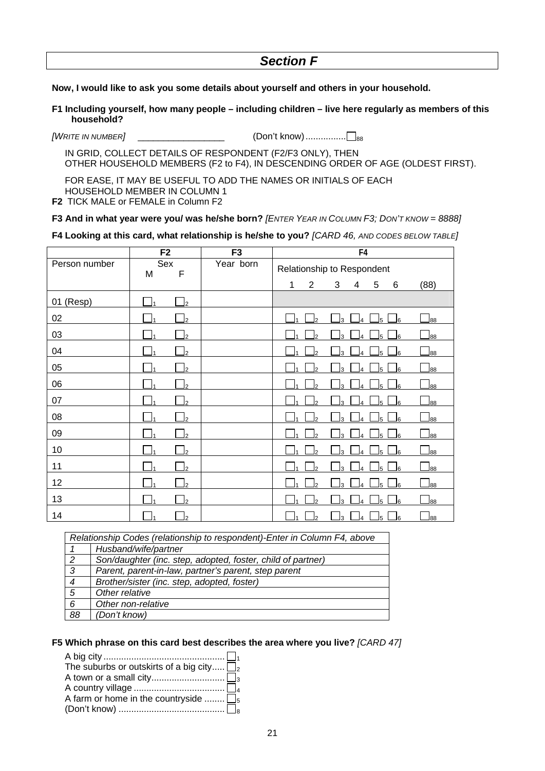## *Section F*

**Now, I would like to ask you some details about yourself and others in your household.**

**F1 Including yourself, how many people – including children – live here regularly as members of this household?**

*[WRITE IN NUMBER]* _________________ (Don't know) ................ ☐ 88

IN GRID, COLLECT DETAILS OF RESPONDENT (F2/F3 ONLY), THEN OTHER HOUSEHOLD MEMBERS (F2 to F4), IN DESCENDING ORDER OF AGE (OLDEST FIRST).

FOR EASE, IT MAY BE USEFUL TO ADD THE NAMES OR INITIALS OF EACH HOUSEHOLD MEMBER IN COLUMN 1

**F2** TICK MALE or FEMALE in Column F2

**F3 And in what year were you/ was he/she born?** *[ENTER YEAR IN COLUMN F3; DON'T KNOW = 8888]*

**F4 Looking at this card, what relationship is he/she to you?** *[CARD 46, AND CODES BELOW TABLE]*

| | F2 | | F3 | F4 | | | | | | |
|---|---|---|---|---|---|---|---|---|---|---|
| Person number | Sex | | Year born | Relationship to Respondent | | | | | | |
| | M | F | | 1 | 2 | 3 | 4 | 5 | 6 | (88) |
| 01 (Resp) | ☐ 1 | ☐ 2 | | | | | | | | |
| 02 | ☐ 1 | ☐ 2 | | ☐ 1 | ☐ 2 | ☐ 3 | ☐ 4 | ☐ 5 | ☐ 6 | ☐ 88 |
| 03 | ☐ 1 | ☐ 2 | | ☐ 1 | ☐ 2 | ☐ 3 | ☐ 4 | ☐ 5 | ☐ 6 | ☐ 88 |
| 04 | ☐ 1 | ☐ 2 | | ☐ 1 | ☐ 2 | ☐ 3 | ☐ 4 | ☐ 5 | ☐ 6 | ☐ 88 |
| 05 | ☐ 1 | ☐ 2 | | ☐ 1 | ☐ 2 | ☐ 3 | ☐ 4 | ☐ 5 | ☐ 6 | ☐ 88 |
| 06 | ☐ 1 | ☐ 2 | | ☐ 1 | ☐ 2 | ☐ 3 | ☐ 4 | ☐ 5 | ☐ 6 | ☐ 88 |
| 07 | ☐ 1 | ☐ 2 | | ☐ 1 | ☐ 2 | ☐ 3 | ☐ 4 | ☐ 5 | ☐ 6 | ☐ 88 |
| 08 | ☐ 1 | ☐ 2 | | ☐ 1 | ☐ 2 | ☐ 3 | ☐ 4 | ☐ 5 | ☐ 6 | ☐ 88 |
| 09 | ☐ 1 | ☐ 2 | | ☐ 1 | ☐ 2 | ☐ 3 | ☐ 4 | ☐ 5 | ☐ 6 | ☐ 88 |
| 10 | ☐ 1 | ☐ 2 | | ☐ 1 | ☐ 2 | ☐ 3 | ☐ 4 | ☐ 5 | ☐ 6 | ☐ 88 |
| 11 | ☐ 1 | ☐ 2 | | ☐ 1 | ☐ 2 | ☐ 3 | ☐ 4 | ☐ 5 | ☐ 6 | ☐ 88 |
| 12 | ☐ 1 | ☐ 2 | | ☐ 1 | ☐ 2 | ☐ 3 | ☐ 4 | ☐ 5 | ☐ 6 | ☐ 88 |
| 13 | ☐ 1 | ☐ 2 | | ☐ 1 | ☐ 2 | ☐ 3 | ☐ 4 | ☐ 5 | ☐ 6 | ☐ 88 |
| 14 | ☐ 1 | ☐ 2 | | ☐ 1 | ☐ 2 | ☐ 3 | ☐ 4 | ☐ 5 | ☐ 6 | ☐ 88 |

| *Relationship Codes (relationship to respondent)-Enter in Column F4, above* | |
|---|---|
| *1* | *Husband/wife/partner* |
| *2* | *Son/daughter (inc. step, adopted, foster, child of partner)* |
| *3* | *Parent, parent-in-law, partner's parent, step parent* |
| *4* | *Brother/sister (inc. step, adopted, foster)* |
| *5* | *Other relative* |
| *6* | *Other non-relative* |
| *88* | *(Don't know)* |

**F5 Which phrase on this card best describes the area where you live?** *[CARD 47]*

A big city ............................................... ☐ 1
The suburbs or outskirts of a big city..... ☐ 2
A town or a small city............................ ☐ 3
A country village ................................... ☐ 4
A farm or home in the countryside ........ ☐ 5
(Don't know) ......................................... ☐ 8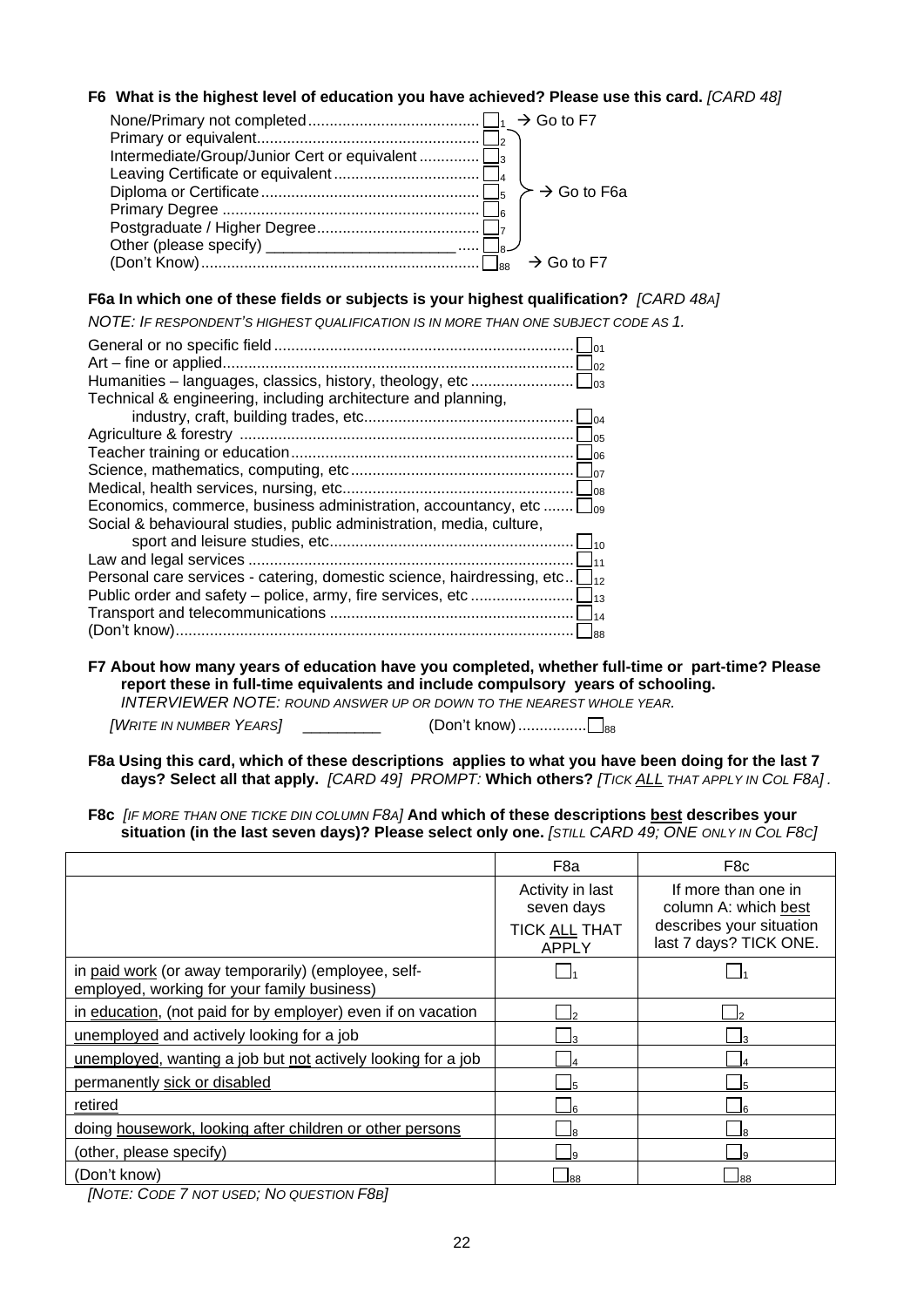**F6 What is the highest level of education you have achieved? Please use this card.** *[CARD 48]*

- None/Primary not completed ........................................ ☐1 → Go to F7
- Primary or equivalent.................................................... ☐2
- Intermediate/Group/Junior Cert or equivalent .............. ☐3
- Leaving Certificate or equivalent .................................. ☐4
- Diploma or Certificate ................................................... ☐5
- Primary Degree ............................................................ ☐6
- Postgraduate / Higher Degree...................................... ☐7
- Other (please specify) ______________________ ..... ☐8

(codes 2–8) → Go to F6a

- (Don't Know)................................................................. ☐88 → Go to F7

**F6a In which one of these fields or subjects is your highest qualification?** *[CARD 48A]*

*NOTE: IF RESPONDENT'S HIGHEST QUALIFICATION IS IN MORE THAN ONE SUBJECT CODE AS 1.*

- General or no specific field ...................................................................... ☐01
- Art – fine or applied.................................................................................. ☐02
- Humanities – languages, classics, history, theology, etc ........................ ☐03
- Technical & engineering, including architecture and planning, industry, craft, building trades, etc................................................. ☐04
- Agriculture & forestry ............................................................................. ☐05
- Teacher training or education.................................................................. ☐06
- Science, mathematics, computing, etc .................................................... ☐07
- Medical, health services, nursing, etc...................................................... ☐08
- Economics, commerce, business administration, accountancy, etc ....... ☐09
- Social & behavioural studies, public administration, media, culture, sport and leisure studies, etc......................................................... ☐10
- Law and legal services ............................................................................ ☐11
- Personal care services - catering, domestic science, hairdressing, etc.. ☐12
- Public order and safety – police, army, fire services, etc ........................ ☐13
- Transport and telecommunications ......................................................... ☐14
- (Don't know)............................................................................................. ☐88

**F7 About how many years of education have you completed, whether full-time or part-time? Please report these in full-time equivalents and include compulsory years of schooling.**
*INTERVIEWER NOTE: ROUND ANSWER UP OR DOWN TO THE NEAREST WHOLE YEAR.*

*[WRITE IN NUMBER YEARS]* _________ (Don't know) ................ ☐88

**F8a Using this card, which of these descriptions applies to what you have been doing for the last 7 days? Select all that apply.** *[CARD 49] PROMPT:* **Which others?** *[TICK ALL THAT APPLY IN COL F8A]*.

**F8c** *[IF MORE THAN ONE TICKE DIN COLUMN F8A]* **And which of these descriptions best describes your situation (in the last seven days)? Please select only one.** *[STILL CARD 49; ONE ONLY IN COL F8C]*

| | F8a | F8c |
|---|---|---|
| | Activity in last seven days TICK ALL THAT APPLY | If more than one in column A: which best describes your situation last 7 days? TICK ONE. |
| in paid work (or away temporarily) (employee, self-employed, working for your family business) | ☐1 | ☐1 |
| in education, (not paid for by employer) even if on vacation | ☐2 | ☐2 |
| unemployed and actively looking for a job | ☐3 | ☐3 |
| unemployed, wanting a job but not actively looking for a job | ☐4 | ☐4 |
| permanently sick or disabled | ☐5 | ☐5 |
| retired | ☐6 | ☐6 |
| doing housework, looking after children or other persons | ☐8 | ☐8 |
| (other, please specify) | ☐9 | ☐9 |
| (Don't know) | ☐88 | ☐88 |

*[NOTE: CODE 7 NOT USED; NO QUESTION F8B]*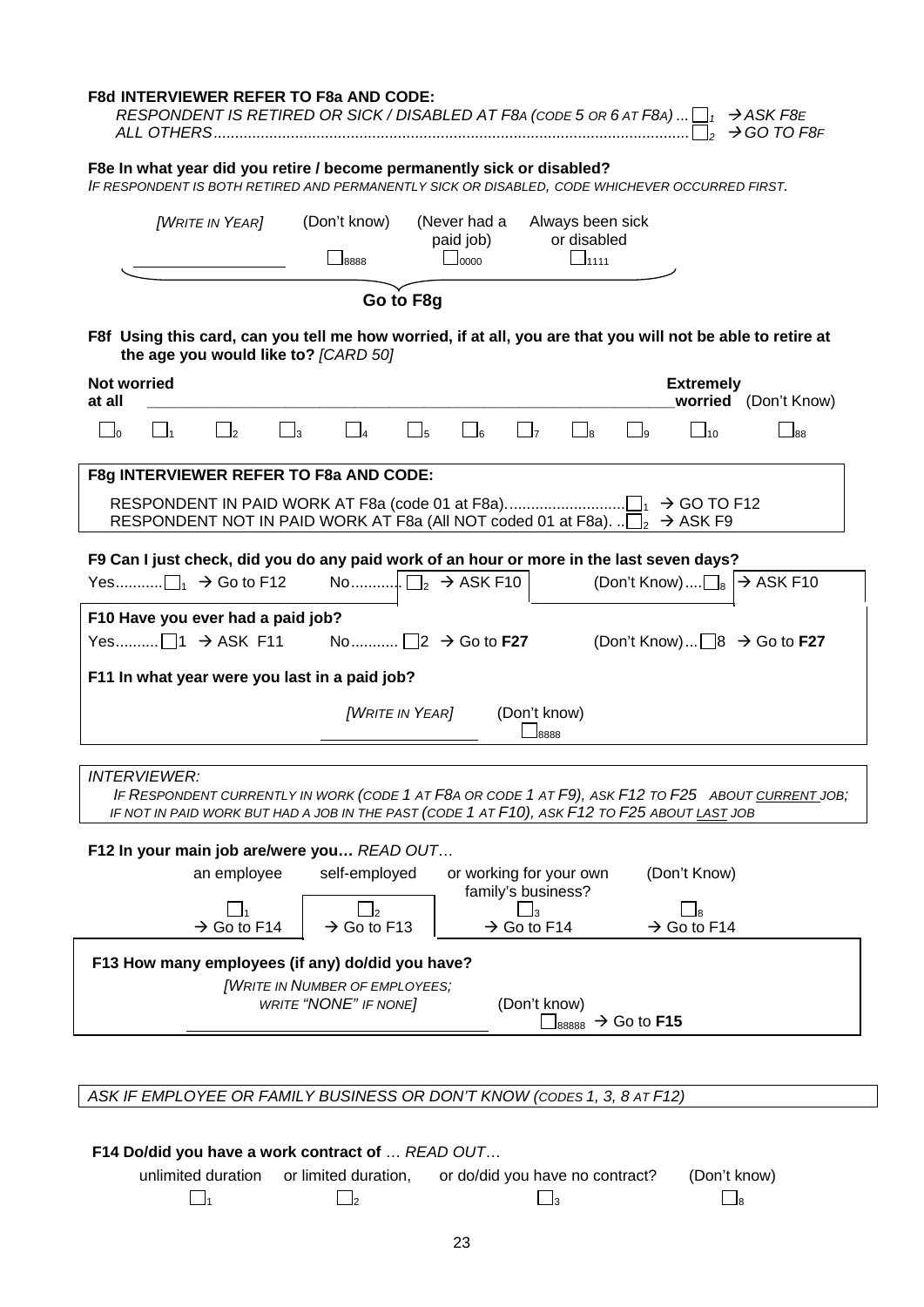**F8d INTERVIEWER REFER TO F8a AND CODE:**

*RESPONDENT IS RETIRED OR SICK / DISABLED AT F8A (CODE 5 OR 6 AT F8A) ... ☐1 → ASK F8E*

*ALL OTHERS................................................................................................................ ☐2 → GO TO F8F*

**F8e In what year did you retire / become permanently sick or disabled?**

*IF RESPONDENT IS BOTH RETIRED AND PERMANENTLY SICK OR DISABLED, CODE WHICHEVER OCCURRED FIRST.*

| *[WRITE IN YEAR]* | (Don't know) | (Never had a paid job) | Always been sick or disabled |
|---|---|---|---|
| ________________ | ☐8888 | ☐0000 | ☐1111 |

**Go to F8g**

**F8f Using this card, can you tell me how worried, if at all, you are that you will not be able to retire at the age you would like to?** *[CARD 50]*

| Not worried at all | | | | | | | | | | Extremely worried | (Don't Know) |
|---|---|---|---|---|---|---|---|---|---|---|---|
| ☐0 | ☐1 | ☐2 | ☐3 | ☐4 | ☐5 | ☐6 | ☐7 | ☐8 | ☐9 | ☐10 | ☐88 |

**F8g INTERVIEWER REFER TO F8a AND CODE:**

RESPONDENT IN PAID WORK AT F8a (code 01 at F8a)............................☐1 → GO TO F12

RESPONDENT NOT IN PAID WORK AT F8a (All NOT coded 01 at F8a). ..☐2 → ASK F9

**F9 Can I just check, did you do any paid work of an hour or more in the last seven days?**

Yes...........☐1 → Go to F12 No...........☐2 → ASK F10 (Don't Know)....☐8 → ASK F10

**F10 Have you ever had a paid job?**

Yes..........☐1 → ASK F11 No...........☐2 → Go to **F27** (Don't Know)...☐8 → Go to **F27**

**F11 In what year were you last in a paid job?**

*[WRITE IN YEAR]* ________________ (Don't know) ☐8888

*INTERVIEWER:*

*IF RESPONDENT CURRENTLY IN WORK (CODE 1 AT F8A OR CODE 1 AT F9), ASK F12 TO F25 ABOUT CURRENT JOB; IF NOT IN PAID WORK BUT HAD A JOB IN THE PAST (CODE 1 AT F10), ASK F12 TO F25 ABOUT LAST JOB*

**F12 In your main job are/were you…** *READ OUT…*

| an employee | self-employed | or working for your own family's business? | (Don't Know) |
|---|---|---|---|
| ☐1 | ☐2 | ☐3 | ☐8 |
| → Go to F14 | → Go to F13 | → Go to F14 | → Go to F14 |

**F13 How many employees (if any) do/did you have?**

*[WRITE IN NUMBER OF EMPLOYEES; WRITE "NONE" IF NONE]* ________________ (Don't know) ☐88888 → Go to **F15**

*ASK IF EMPLOYEE OR FAMILY BUSINESS OR DON'T KNOW (CODES 1, 3, 8 AT F12)*

**F14 Do/did you have a work contract of** … *READ OUT…*

| unlimited duration | or limited duration, | or do/did you have no contract? | (Don't know) |
|---|---|---|---|
| ☐1 | ☐2 | ☐3 | ☐8 |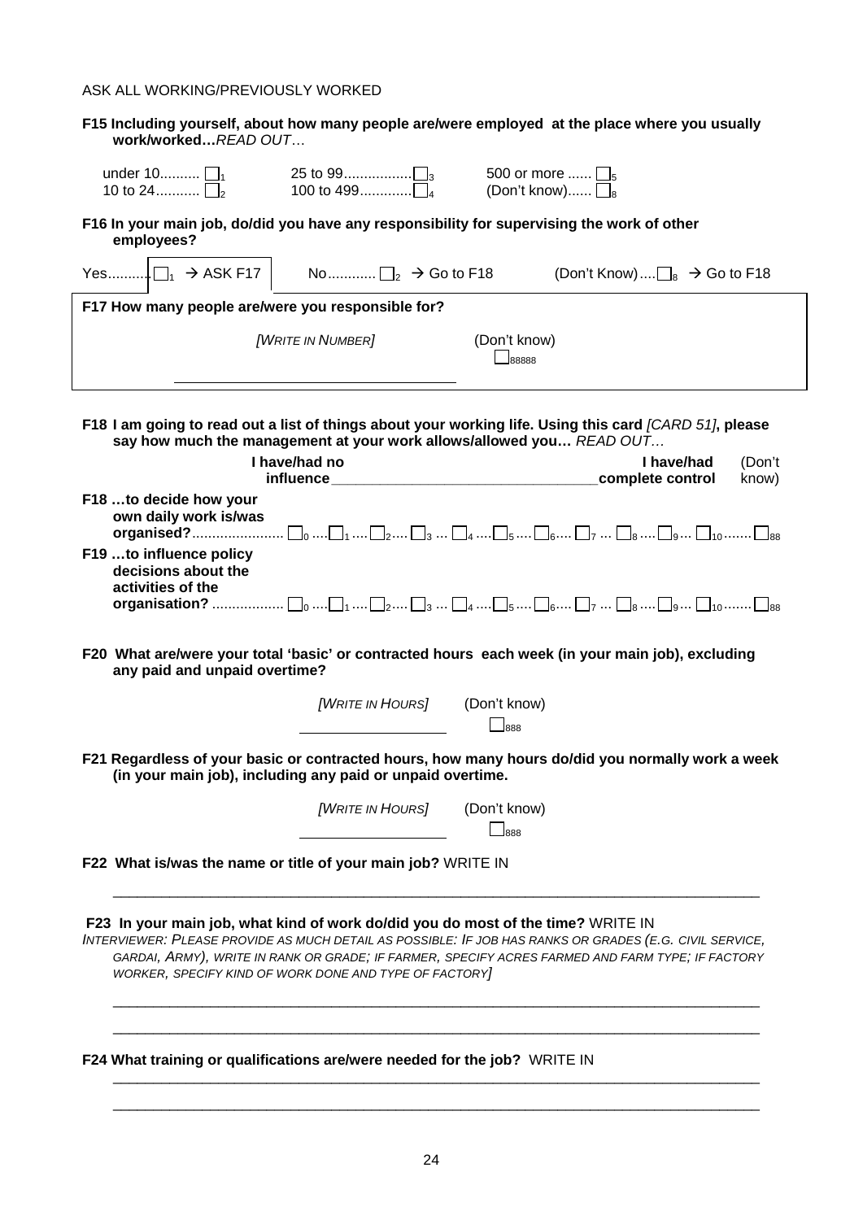ASK ALL WORKING/PREVIOUSLY WORKED

**F15 Including yourself, about how many people are/were employed at the place where you usually work/worked…***READ OUT…*

| | | |
|---|---|---|
| under 10.......... ☐1 | 25 to 99................ ☐3 | 500 or more ...... ☐5 |
| 10 to 24........... ☐2 | 100 to 499............. ☐4 | (Don't know)...... ☐8 |

**F16 In your main job, do/did you have any responsibility for supervising the work of other employees?**

Yes.......... ☐1 → ASK F17 &nbsp;&nbsp;&nbsp; No............ ☐2 → Go to F18 &nbsp;&nbsp;&nbsp; (Don't Know).... ☐8 → Go to F18

**F17 How many people are/were you responsible for?**

*[WRITE IN NUMBER]* \_\_\_\_\_\_\_\_\_\_\_\_\_\_\_\_\_\_\_\_ &nbsp;&nbsp;&nbsp; (Don't know) ☐88888

**F18 I am going to read out a list of things about your working life. Using this card** *[CARD 51]***, please say how much the management at your work allows/allowed you…** *READ OUT…*

| | I have/had no influence | | | | | | | | | | I have/had complete control | (Don't know) |
|---|---|---|---|---|---|---|---|---|---|---|---|---|
| **F18 …to decide how your own daily work is/was organised?** | ☐0 | ☐1 | ☐2 | ☐3 | ☐4 | ☐5 | ☐6 | ☐7 | ☐8 | ☐9 | ☐10 | ☐88 |
| **F19 …to influence policy decisions about the activities of the organisation?** | ☐0 | ☐1 | ☐2 | ☐3 | ☐4 | ☐5 | ☐6 | ☐7 | ☐8 | ☐9 | ☐10 | ☐88 |

**F20 What are/were your total 'basic' or contracted hours each week (in your main job), excluding any paid and unpaid overtime?**

*[WRITE IN HOURS]* \_\_\_\_\_\_\_\_\_\_\_\_\_\_\_\_ &nbsp;&nbsp;&nbsp; (Don't know) ☐888

**F21 Regardless of your basic or contracted hours, how many hours do/did you normally work a week (in your main job), including any paid or unpaid overtime.**

*[WRITE IN HOURS]* \_\_\_\_\_\_\_\_\_\_\_\_\_\_\_\_ &nbsp;&nbsp;&nbsp; (Don't know) ☐888

**F22 What is/was the name or title of your main job?** WRITE IN

\_\_\_\_\_\_\_\_\_\_\_\_\_\_\_\_\_\_\_\_\_\_\_\_\_\_\_\_\_\_\_\_\_\_\_\_\_\_\_\_\_\_\_\_\_\_\_\_\_\_\_\_\_\_\_\_\_\_\_\_\_\_\_\_\_\_\_\_\_\_

**F23 In your main job, what kind of work do/did you do most of the time?** WRITE IN
*INTERVIEWER: PLEASE PROVIDE AS MUCH DETAIL AS POSSIBLE: IF JOB HAS RANKS OR GRADES (E.G. CIVIL SERVICE, GARDAI, ARMY), WRITE IN RANK OR GRADE; IF FARMER, SPECIFY ACRES FARMED AND FARM TYPE; IF FACTORY WORKER, SPECIFY KIND OF WORK DONE AND TYPE OF FACTORY]*

\_\_\_\_\_\_\_\_\_\_\_\_\_\_\_\_\_\_\_\_\_\_\_\_\_\_\_\_\_\_\_\_\_\_\_\_\_\_\_\_\_\_\_\_\_\_\_\_\_\_\_\_\_\_\_\_\_\_\_\_\_\_\_\_\_\_\_\_\_\_

\_\_\_\_\_\_\_\_\_\_\_\_\_\_\_\_\_\_\_\_\_\_\_\_\_\_\_\_\_\_\_\_\_\_\_\_\_\_\_\_\_\_\_\_\_\_\_\_\_\_\_\_\_\_\_\_\_\_\_\_\_\_\_\_\_\_\_\_\_\_

**F24 What training or qualifications are/were needed for the job?** WRITE IN

\_\_\_\_\_\_\_\_\_\_\_\_\_\_\_\_\_\_\_\_\_\_\_\_\_\_\_\_\_\_\_\_\_\_\_\_\_\_\_\_\_\_\_\_\_\_\_\_\_\_\_\_\_\_\_\_\_\_\_\_\_\_\_\_\_\_\_\_\_\_

\_\_\_\_\_\_\_\_\_\_\_\_\_\_\_\_\_\_\_\_\_\_\_\_\_\_\_\_\_\_\_\_\_\_\_\_\_\_\_\_\_\_\_\_\_\_\_\_\_\_\_\_\_\_\_\_\_\_\_\_\_\_\_\_\_\_\_\_\_\_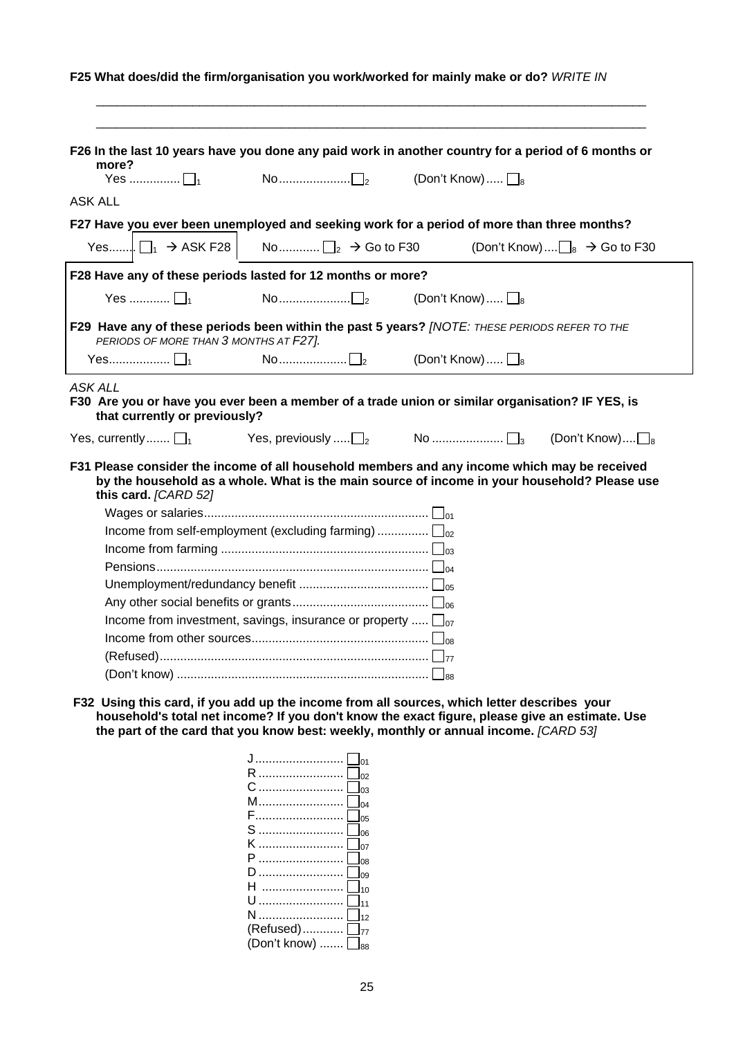**F25 What does/did the firm/organisation you work/worked for mainly make or do?** *WRITE IN*

\_\_\_\_\_\_\_\_\_\_\_\_\_\_\_\_\_\_\_\_\_\_\_\_\_\_\_\_\_\_\_\_\_\_\_\_\_\_\_\_\_\_\_\_\_\_\_\_\_\_\_\_\_\_\_\_\_\_\_\_\_\_\_\_\_\_\_\_\_\_\_\_

\_\_\_\_\_\_\_\_\_\_\_\_\_\_\_\_\_\_\_\_\_\_\_\_\_\_\_\_\_\_\_\_\_\_\_\_\_\_\_\_\_\_\_\_\_\_\_\_\_\_\_\_\_\_\_\_\_\_\_\_\_\_\_\_\_\_\_\_\_\_\_\_

**F26 In the last 10 years have you done any paid work in another country for a period of 6 months or more?**

Yes .............. ☐1 No.................... ☐2 (Don't Know)..... ☐8

ASK ALL

**F27 Have you ever been unemployed and seeking work for a period of more than three months?**

Yes........ ☐1 → ASK F28 No........... ☐2 → Go to F30 (Don't Know).... ☐8 → Go to F30

**F28 Have any of these periods lasted for 12 months or more?**

Yes ........... ☐1 No.................... ☐2 (Don't Know)..... ☐8

**F29 Have any of these periods been within the past 5 years?** *[NOTE: THESE PERIODS REFER TO THE PERIODS OF MORE THAN 3 MONTHS AT F27].*

Yes................. ☐1 No................... ☐2 (Don't Know)..... ☐8

*ASK ALL*

**F30 Are you or have you ever been a member of a trade union or similar organisation? IF YES, is that currently or previously?**

Yes, currently....... ☐1 Yes, previously ..... ☐2 No ..................... ☐3 (Don't Know).... ☐8

**F31 Please consider the income of all household members and any income which may be received by the household as a whole. What is the main source of income in your household? Please use this card.** *[CARD 52]*

- Wages or salaries................................................................ ☐01
- Income from self-employment (excluding farming) .............. ☐02
- Income from farming ............................................................ ☐03
- Pensions............................................................................... ☐04
- Unemployment/redundancy benefit ...................................... ☐05
- Any other social benefits or grants........................................ ☐06
- Income from investment, savings, insurance or property ..... ☐07
- Income from other sources................................................... ☐08
- (Refused).............................................................................. ☐77
- (Don't know) ......................................................................... ☐88

**F32 Using this card, if you add up the income from all sources, which letter describes your household's total net income? If you don't know the exact figure, please give an estimate. Use the part of the card that you know best: weekly, monthly or annual income.** *[CARD 53]*

- J.......................... ☐01
- R ......................... ☐02
- C ......................... ☐03
- M......................... ☐04
- F.......................... ☐05
- S ......................... ☐06
- K ......................... ☐07
- P ......................... ☐08
- D ......................... ☐09
- H ........................ ☐10
- U ......................... ☐11
- N ......................... ☐12
- (Refused)............ ☐77
- (Don't know) ....... ☐88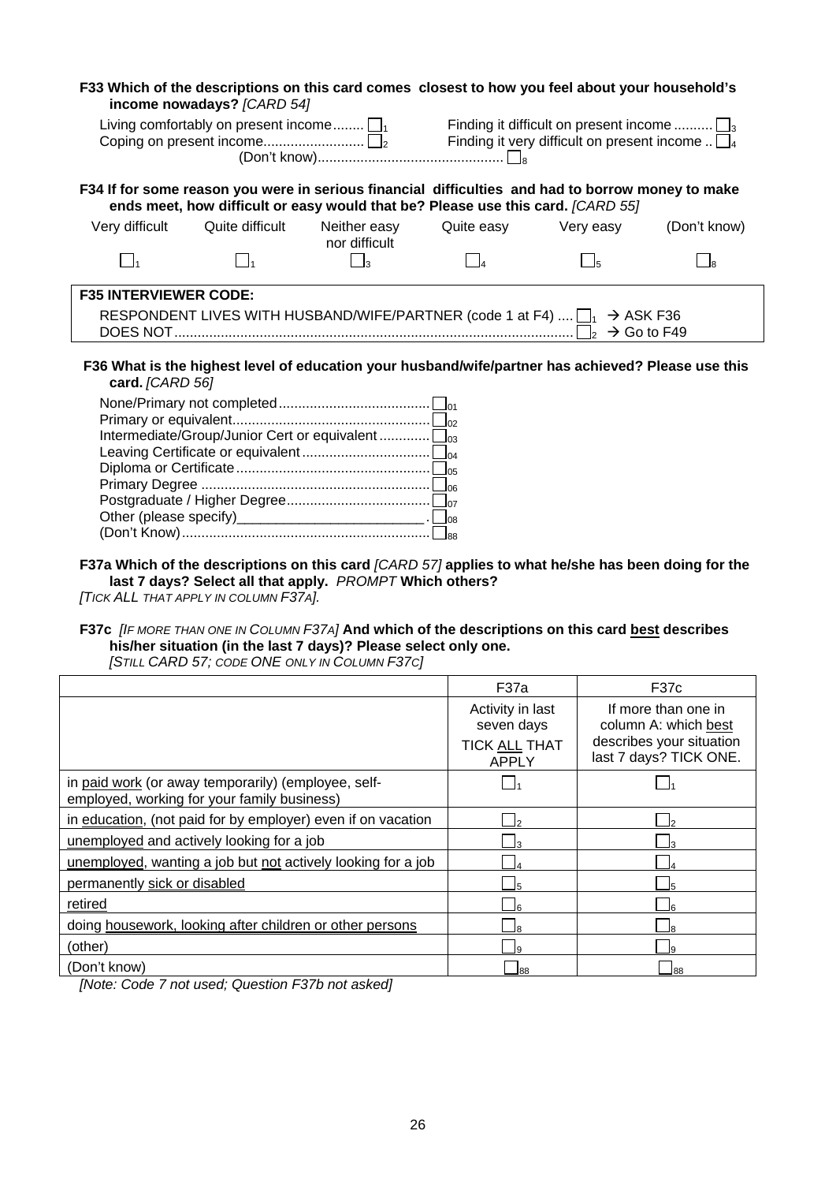**F33 Which of the descriptions on this card comes closest to how you feel about your household's income nowadays?** *[CARD 54]*

Living comfortably on present income........ ☐1
Coping on present income.......................... ☐2
Finding it difficult on present income .......... ☐3
Finding it very difficult on present income .. ☐4
(Don't know)................................................ ☐8

**F34 If for some reason you were in serious financial difficulties and had to borrow money to make ends meet, how difficult or easy would that be? Please use this card.** *[CARD 55]*

| Very difficult | Quite difficult | Neither easy nor difficult | Quite easy | Very easy | (Don't know) |
|---|---|---|---|---|---|
| ☐1 | ☐1 | ☐3 | ☐4 | ☐5 | ☐8 |

**F35 INTERVIEWER CODE:**

RESPONDENT LIVES WITH HUSBAND/WIFE/PARTNER (code 1 at F4) .... ☐1 → ASK F36
DOES NOT...................................................................................................... ☐2 → Go to F49

**F36 What is the highest level of education your husband/wife/partner has achieved? Please use this card.** *[CARD 56]*

None/Primary not completed....................................... ☐01
Primary or equivalent.................................................. ☐02
Intermediate/Group/Junior Cert or equivalent ............. ☐03
Leaving Certificate or equivalent................................. ☐04
Diploma or Certificate.................................................. ☐05
Primary Degree ........................................................... ☐06
Postgraduate / Higher Degree..................................... ☐07
Other (please specify)_________________________ . ☐08
(Don't Know)................................................................ ☐88

**F37a Which of the descriptions on this card** *[CARD 57]* **applies to what he/she has been doing for the last 7 days? Select all that apply.** *PROMPT* **Which others?**
*[TICK ALL THAT APPLY IN COLUMN F37A].*

**F37c** *[IF MORE THAN ONE IN COLUMN F37A]* **And which of the descriptions on this card best describes his/her situation (in the last 7 days)? Please select only one.**
*[STILL CARD 57; CODE ONE ONLY IN COLUMN F37C]*

| | F37a | F37c |
|---|---|---|
| | Activity in last seven days TICK ALL THAT APPLY | If more than one in column A: which best describes your situation last 7 days? TICK ONE. |
| in paid work (or away temporarily) (employee, self-employed, working for your family business) | ☐1 | ☐1 |
| in education, (not paid for by employer) even if on vacation | ☐2 | ☐2 |
| unemployed and actively looking for a job | ☐3 | ☐3 |
| unemployed, wanting a job but not actively looking for a job | ☐4 | ☐4 |
| permanently sick or disabled | ☐5 | ☐5 |
| retired | ☐6 | ☐6 |
| doing housework, looking after children or other persons | ☐8 | ☐8 |
| (other) | ☐9 | ☐9 |
| (Don't know) | ☐88 | ☐88 |

*[Note: Code 7 not used; Question F37b not asked]*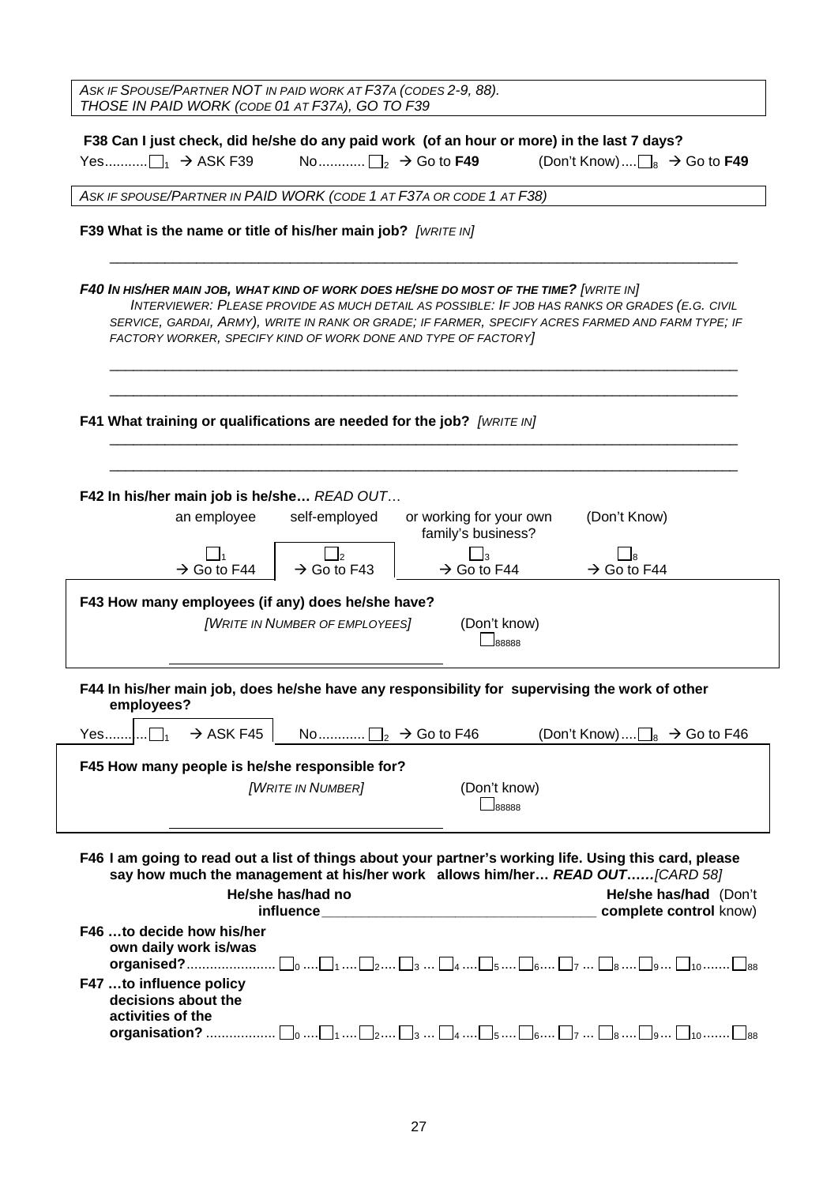*ASK IF SPOUSE/PARTNER NOT IN PAID WORK AT F37A (CODES 2-9, 88).*
*THOSE IN PAID WORK (CODE 01 AT F37A), GO TO F39*

**F38 Can I just check, did he/she do any paid work (of an hour or more) in the last 7 days?**

Yes........... ☐1 → ASK F39 No............ ☐2 → Go to **F49** (Don't Know).... ☐8 → Go to **F49**

*ASK IF SPOUSE/PARTNER IN PAID WORK (CODE 1 AT F37A OR CODE 1 AT F38)*

**F39 What is the name or title of his/her main job?** *[WRITE IN]*

_______________________________________________________________________________

***F40 IN HIS/HER MAIN JOB, WHAT KIND OF WORK DOES HE/SHE DO MOST OF THE TIME?*** *[WRITE IN]*
*INTERVIEWER: PLEASE PROVIDE AS MUCH DETAIL AS POSSIBLE: IF JOB HAS RANKS OR GRADES (E.G. CIVIL SERVICE, GARDAI, ARMY), WRITE IN RANK OR GRADE; IF FARMER, SPECIFY ACRES FARMED AND FARM TYPE; IF FACTORY WORKER, SPECIFY KIND OF WORK DONE AND TYPE OF FACTORY]*

_______________________________________________________________________________

_______________________________________________________________________________

**F41 What training or qualifications are needed for the job?** *[WRITE IN]*

_______________________________________________________________________________

_______________________________________________________________________________

**F42 In his/her main job is he/she…** *READ OUT…*

| an employee | self-employed | or working for your own family's business? | (Don't Know) |
|---|---|---|---|
| ☐1 | ☐2 | ☐3 | ☐8 |
| → Go to F44 | → Go to F43 | → Go to F44 | → Go to F44 |

**F43 How many employees (if any) does he/she have?**

*[WRITE IN NUMBER OF EMPLOYEES]* (Don't know) ☐88888

_______________________________

**F44 In his/her main job, does he/she have any responsibility for supervising the work of other employees?**

Yes........... ☐1 → ASK F45 No............ ☐2 → Go to F46 (Don't Know).... ☐8 → Go to F46

**F45 How many people is he/she responsible for?**

*[WRITE IN NUMBER]* (Don't know) ☐88888

_______________________________

**F46 I am going to read out a list of things about your partner's working life. Using this card, please say how much the management at his/her work allows him/her…** ***READ OUT……****[CARD 58]*

| | He/she has/had no influence | | | | | | | | | | He/she has/had complete control | (Don't know) |
|---|---|---|---|---|---|---|---|---|---|---|---|---|
| **F46 …to decide how his/her own daily work is/was organised?** | ☐0 | ☐1 | ☐2 | ☐3 | ☐4 | ☐5 | ☐6 | ☐7 | ☐8 | ☐9 | ☐10 | ☐88 |
| **F47 …to influence policy decisions about the activities of the organisation?** | ☐0 | ☐1 | ☐2 | ☐3 | ☐4 | ☐5 | ☐6 | ☐7 | ☐8 | ☐9 | ☐10 | ☐88 |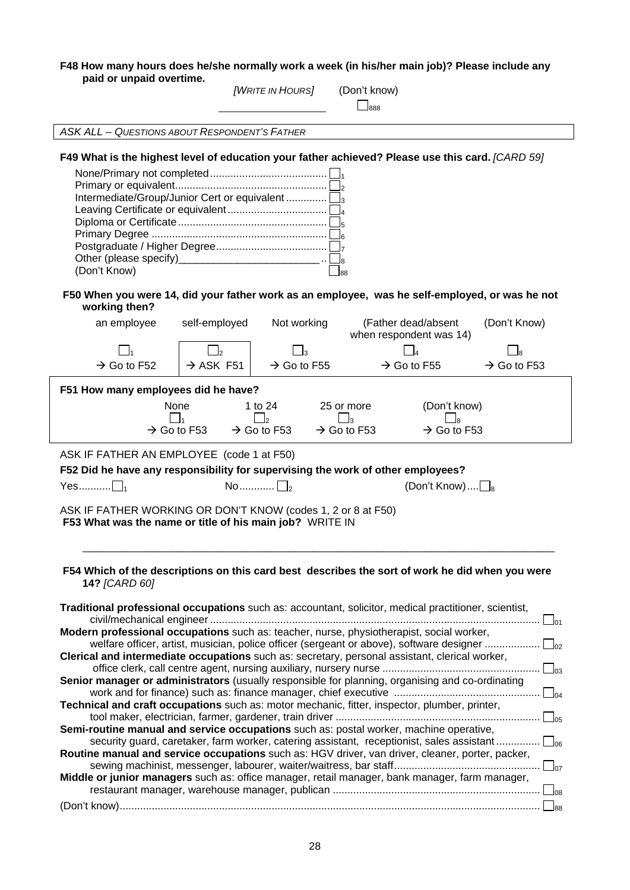**F48 How many hours does he/she normally work a week (in his/her main job)? Please include any paid or unpaid overtime.**

*[WRITE IN HOURS]* ________________ (Don't know) ☐888

*ASK ALL – QUESTIONS ABOUT RESPONDENT'S FATHER*

**F49 What is the highest level of education your father achieved? Please use this card.** *[CARD 59]*

- None/Primary not completed ........................................ ☐1
- Primary or equivalent.................................................... ☐2
- Intermediate/Group/Junior Cert or equivalent .............. ☐3
- Leaving Certificate or equivalent .................................. ☐4
- Diploma or Certificate ................................................... ☐5
- Primary Degree ............................................................ ☐6
- Postgraduate / Higher Degree...................................... ☐7
- Other (please specify)________________________ .. ☐8
- (Don't Know) ☐88

**F50 When you were 14, did your father work as an employee, was he self-employed, or was he not working then?**

| an employee | self-employed | Not working | (Father dead/absent when respondent was 14) | (Don't Know) |
|---|---|---|---|---|
| ☐1 | ☐2 | ☐3 | ☐4 | ☐8 |
| → Go to F52 | → ASK F51 | → Go to F55 | → Go to F55 | → Go to F53 |

**F51 How many employees did he have?**

| None | 1 to 24 | 25 or more | (Don't know) |
|---|---|---|---|
| ☐1 | ☐2 | ☐3 | ☐8 |
| → Go to F53 | → Go to F53 | → Go to F53 | → Go to F53 |

ASK IF FATHER AN EMPLOYEE (code 1 at F50)

**F52 Did he have any responsibility for supervising the work of other employees?**

Yes........... ☐1 No............ ☐2 (Don't Know).... ☐8

ASK IF FATHER WORKING OR DON'T KNOW (codes 1, 2 or 8 at F50)

**F53 What was the name or title of his main job?** WRITE IN

_______________________________________________________________________________

**F54 Which of the descriptions on this card best describes the sort of work he did when you were 14?** *[CARD 60]*

- **Traditional professional occupations** such as: accountant, solicitor, medical practitioner, scientist, civil/mechanical engineer ........................................................................................................ ☐01
- **Modern professional occupations** such as: teacher, nurse, physiotherapist, social worker, welfare officer, artist, musician, police officer (sergeant or above), software designer .................. ☐02
- **Clerical and intermediate occupations** such as: secretary, personal assistant, clerical worker, office clerk, call centre agent, nursing auxiliary, nursery nurse ..................................................... ☐03
- **Senior manager or administrators** (usually responsible for planning, organising and co-ordinating work and for finance) such as: finance manager, chief executive ................................................. ☐04
- **Technical and craft occupations** such as: motor mechanic, fitter, inspector, plumber, printer, tool maker, electrician, farmer, gardener, train driver ..................................................................... ☐05
- **Semi-routine manual and service occupations** such as: postal worker, machine operative, security guard, caretaker, farm worker, catering assistant, receptionist, sales assistant .............. ☐06
- **Routine manual and service occupations** such as: HGV driver, van driver, cleaner, porter, packer, sewing machinist, messenger, labourer, waiter/waitress, bar staff................................................. ☐07
- **Middle or junior managers** such as: office manager, retail manager, bank manager, farm manager, restaurant manager, warehouse manager, publican ...................................................................... ☐08
- (Don't know)............................................................................................................................. ☐88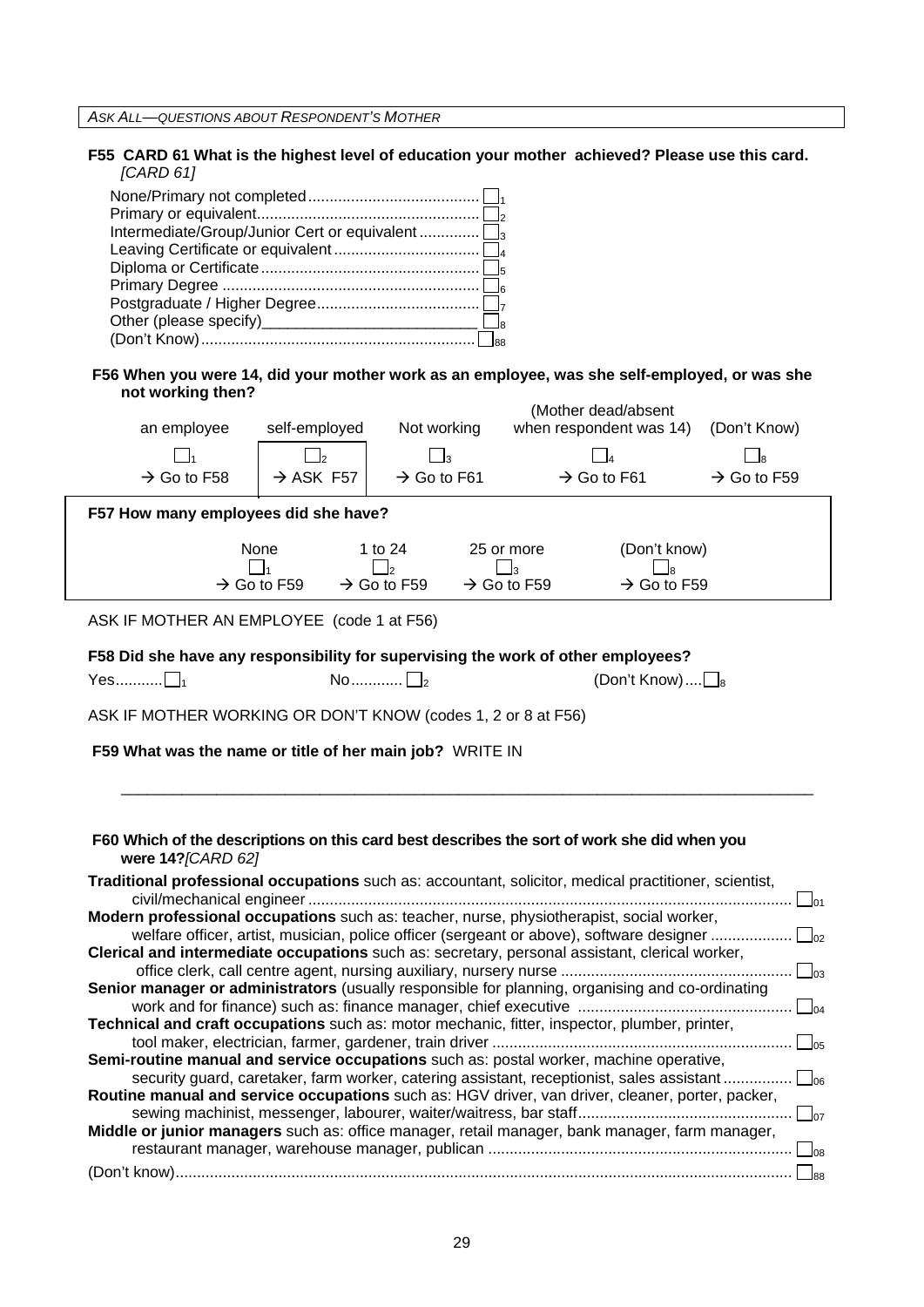*ASK ALL—QUESTIONS ABOUT RESPONDENT'S MOTHER*

**F55 CARD 61 What is the highest level of education your mother achieved? Please use this card.** *[CARD 61]*

- None/Primary not completed ........................................ ☐ 1
- Primary or equivalent.................................................... ☐ 2
- Intermediate/Group/Junior Cert or equivalent .............. ☐ 3
- Leaving Certificate or equivalent .................................. ☐ 4
- Diploma or Certificate ................................................... ☐ 5
- Primary Degree ............................................................ ☐ 6
- Postgraduate / Higher Degree...................................... ☐ 7
- Other (please specify)_________________________ ☐ 8
- (Don't Know)................................................................ ☐ 88

**F56 When you were 14, did your mother work as an employee, was she self-employed, or was she not working then?**

| an employee | self-employed | Not working | (Mother dead/absent when respondent was 14) | (Don't Know) |
|---|---|---|---|---|
| ☐ 1 | ☐ 2 | ☐ 3 | ☐ 4 | ☐ 8 |
| → Go to F58 | → ASK F57 | → Go to F61 | → Go to F61 | → Go to F59 |

**F57 How many employees did she have?**

| None | 1 to 24 | 25 or more | (Don't know) |
|---|---|---|---|
| ☐ 1 | ☐ 2 | ☐ 3 | ☐ 8 |
| → Go to F59 | → Go to F59 | → Go to F59 | → Go to F59 |

ASK IF MOTHER AN EMPLOYEE (code 1 at F56)

**F58 Did she have any responsibility for supervising the work of other employees?**

Yes........... ☐ 1 No............ ☐ 2 (Don't Know).... ☐ 8

ASK IF MOTHER WORKING OR DON'T KNOW (codes 1, 2 or 8 at F56)

**F59 What was the name or title of her main job?** WRITE IN

_______________________________________________________________________________

**F60 Which of the descriptions on this card best describes the sort of work she did when you were 14?** *[CARD 62]*

- **Traditional professional occupations** such as: accountant, solicitor, medical practitioner, scientist, civil/mechanical engineer ................................................................................................................ ☐ 01
- **Modern professional occupations** such as: teacher, nurse, physiotherapist, social worker, welfare officer, artist, musician, police officer (sergeant or above), software designer .................. ☐ 02
- **Clerical and intermediate occupations** such as: secretary, personal assistant, clerical worker, office clerk, call centre agent, nursing auxiliary, nursery nurse ...................................................... ☐ 03
- **Senior manager or administrators** (usually responsible for planning, organising and co-ordinating work and for finance) such as: finance manager, chief executive ................................................. ☐ 04
- **Technical and craft occupations** such as: motor mechanic, fitter, inspector, plumber, printer, tool maker, electrician, farmer, gardener, train driver ...................................................................... ☐ 05
- **Semi-routine manual and service occupations** such as: postal worker, machine operative, security guard, caretaker, farm worker, catering assistant, receptionist, sales assistant ................ ☐ 06
- **Routine manual and service occupations** such as: HGV driver, van driver, cleaner, porter, packer, sewing machinist, messenger, labourer, waiter/waitress, bar staff................................................. ☐ 07
- **Middle or junior managers** such as: office manager, retail manager, bank manager, farm manager, restaurant manager, warehouse manager, publican ...................................................................... ☐ 08
- (Don't know)................................................................................................................................ ☐ 88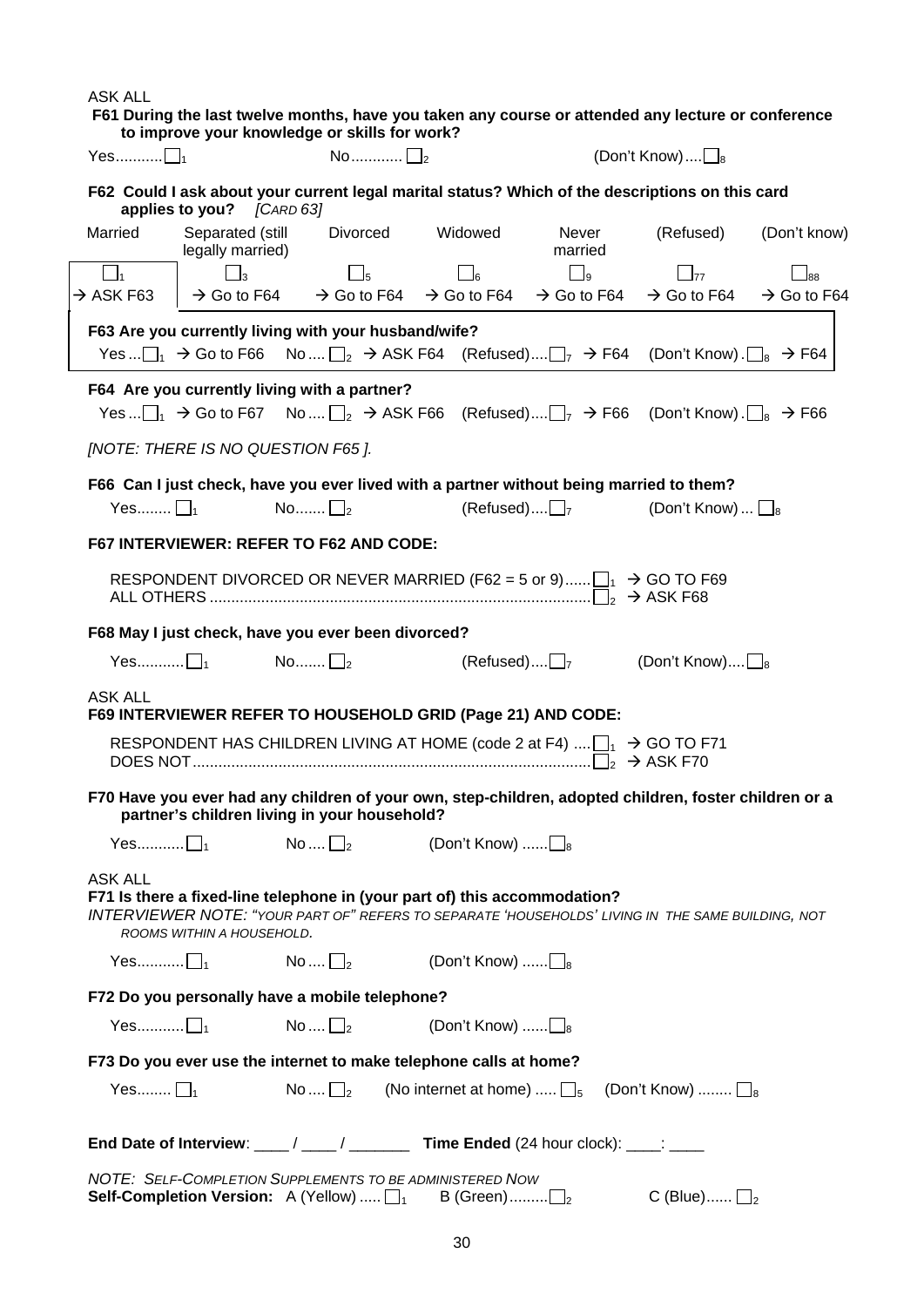ASK ALL

**F61 During the last twelve months, have you taken any course or attended any lecture or conference to improve your knowledge or skills for work?**

Yes........... ☐1 No............ ☐2 (Don't Know).... ☐8

**F62 Could I ask about your current legal marital status? Which of the descriptions on this card applies to you?** *[CARD 63]*

| Married | Separated (still legally married) | Divorced | Widowed | Never married | (Refused) | (Don't know) |
|---|---|---|---|---|---|---|
| ☐1 | ☐3 | ☐5 | ☐6 | ☐9 | ☐77 | ☐88 |
| → ASK F63 | → Go to F64 | → Go to F64 | → Go to F64 | → Go to F64 | → Go to F64 | → Go to F64 |

**F63 Are you currently living with your husband/wife?**

Yes ... ☐1 → Go to F66 No .... ☐2 → ASK F64 (Refused).... ☐7 → F64 (Don't Know) . ☐8 → F64

**F64 Are you currently living with a partner?**

Yes ... ☐1 → Go to F67 No .... ☐2 → ASK F66 (Refused).... ☐7 → F66 (Don't Know) . ☐8 → F66

*[NOTE: THERE IS NO QUESTION F65 ].*

**F66 Can I just check, have you ever lived with a partner without being married to them?**

Yes........ ☐1 No....... ☐2 (Refused).... ☐7 (Don't Know) ... ☐8

**F67 INTERVIEWER: REFER TO F62 AND CODE:**

RESPONDENT DIVORCED OR NEVER MARRIED (F62 = 5 or 9)...... ☐1 → GO TO F69
ALL OTHERS ........................................................................................ ☐2 → ASK F68

**F68 May I just check, have you ever been divorced?**

Yes........... ☐1 No....... ☐2 (Refused).... ☐7 (Don't Know).... ☐8

ASK ALL

**F69 INTERVIEWER REFER TO HOUSEHOLD GRID (Page 21) AND CODE:**

RESPONDENT HAS CHILDREN LIVING AT HOME (code 2 at F4) .... ☐1 → GO TO F71
DOES NOT............................................................................................ ☐2 → ASK F70

**F70 Have you ever had any children of your own, step-children, adopted children, foster children or a partner's children living in your household?**

Yes........... ☐1 No .... ☐2 (Don't Know) ...... ☐8

ASK ALL

**F71 Is there a fixed-line telephone in (your part of) this accommodation?**

*INTERVIEWER NOTE: "YOUR PART OF" REFERS TO SEPARATE 'HOUSEHOLDS' LIVING IN THE SAME BUILDING, NOT ROOMS WITHIN A HOUSEHOLD.*

Yes........... ☐1 No .... ☐2 (Don't Know) ...... ☐8

**F72 Do you personally have a mobile telephone?**

Yes........... ☐1 No .... ☐2 (Don't Know) ...... ☐8

**F73 Do you ever use the internet to make telephone calls at home?**

Yes........ ☐1 No .... ☐2 (No internet at home) ..... ☐5 (Don't Know) ........ ☐8

**End Date of Interview**: ____ / ____ / _______ **Time Ended** (24 hour clock): ____: ____

*NOTE: SELF-COMPLETION SUPPLEMENTS TO BE ADMINISTERED NOW*
**Self-Completion Version:** A (Yellow) ..... ☐1 B (Green)......... ☐2 C (Blue)...... ☐2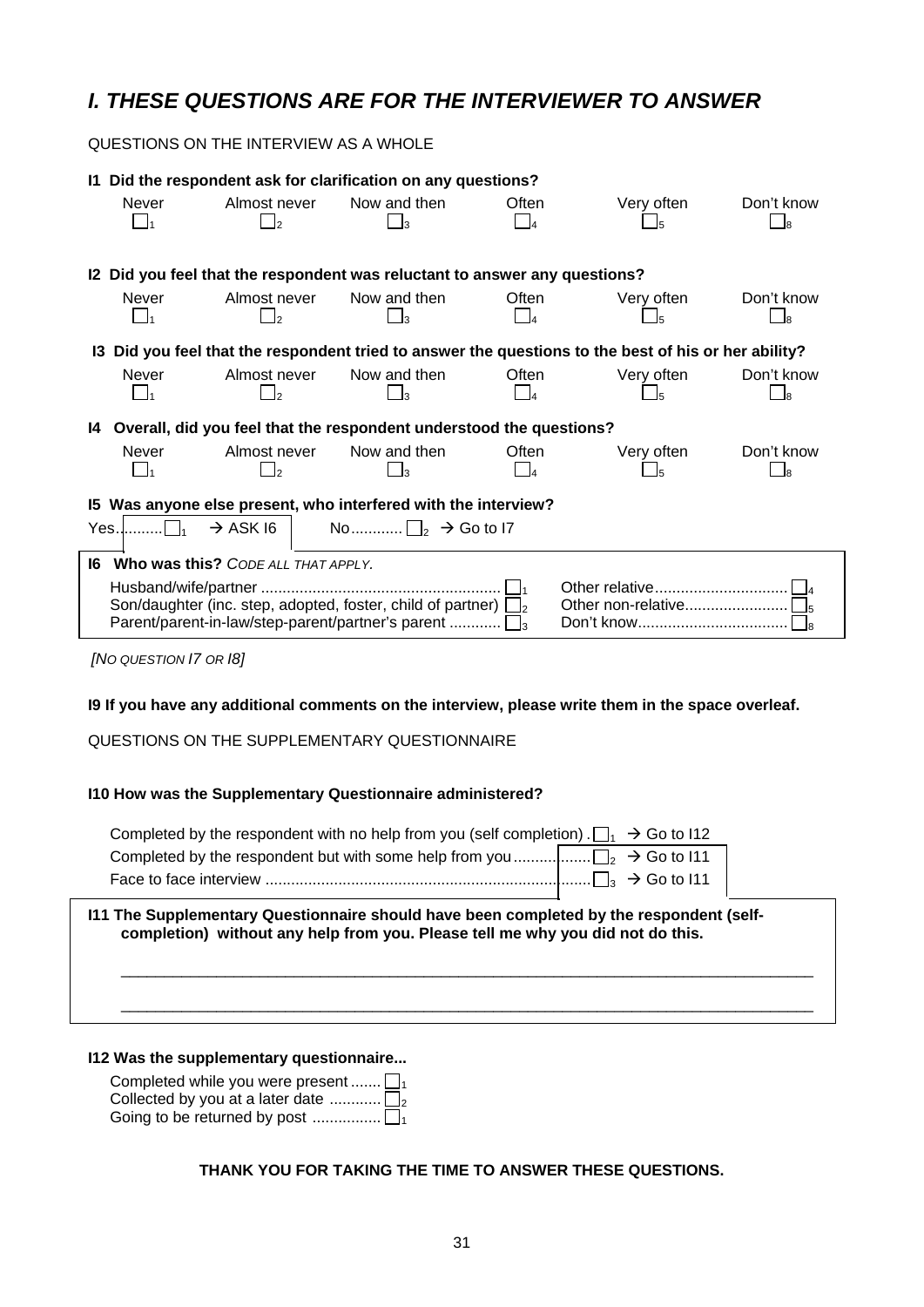# *I. THESE QUESTIONS ARE FOR THE INTERVIEWER TO ANSWER*

QUESTIONS ON THE INTERVIEW AS A WHOLE

**I1 Did the respondent ask for clarification on any questions?**

| Never | Almost never | Now and then | Often | Very often | Don't know |
|---|---|---|---|---|---|
| ☐ 1 | ☐ 2 | ☐ 3 | ☐ 4 | ☐ 5 | ☐ 8 |

**I2 Did you feel that the respondent was reluctant to answer any questions?**

| Never | Almost never | Now and then | Often | Very often | Don't know |
|---|---|---|---|---|---|
| ☐ 1 | ☐ 2 | ☐ 3 | ☐ 4 | ☐ 5 | ☐ 8 |

**I3 Did you feel that the respondent tried to answer the questions to the best of his or her ability?**

| Never | Almost never | Now and then | Often | Very often | Don't know |
|---|---|---|---|---|---|
| ☐ 1 | ☐ 2 | ☐ 3 | ☐ 4 | ☐ 5 | ☐ 8 |

**I4 Overall, did you feel that the respondent understood the questions?**

| Never | Almost never | Now and then | Often | Very often | Don't know |
|---|---|---|---|---|---|
| ☐ 1 | ☐ 2 | ☐ 3 | ☐ 4 | ☐ 5 | ☐ 8 |

**I5 Was anyone else present, who interfered with the interview?**

Yes.......... ☐ 1 → ASK I6 No............ ☐ 2 → Go to I7

**I6 Who was this?** *CODE ALL THAT APPLY.*

- Husband/wife/partner ........................................................ ☐ 1
- Son/daughter (inc. step, adopted, foster, child of partner) ☐ 2
- Parent/parent-in-law/step-parent/partner's parent ............ ☐ 3
- Other relative............................... ☐ 4
- Other non-relative........................ ☐ 5
- Don't know................................... ☐ 8

*[NO QUESTION I7 OR I8]*

**I9 If you have any additional comments on the interview, please write them in the space overleaf.**

QUESTIONS ON THE SUPPLEMENTARY QUESTIONNAIRE

**I10 How was the Supplementary Questionnaire administered?**

- Completed by the respondent with no help from you (self completion) . ☐ 1 → Go to I12
- Completed by the respondent but with some help from you ................. ☐ 2 → Go to I11
- Face to face interview ...................................................................... ☐ 3 → Go to I11

**I11 The Supplementary Questionnaire should have been completed by the respondent (self-completion) without any help from you. Please tell me why you did not do this.**

___________________________________________________________________________

___________________________________________________________________________

**I12 Was the supplementary questionnaire...**

- Completed while you were present ....... ☐ 1
- Collected by you at a later date ............ ☐ 2
- Going to be returned by post ................ ☐ 1

**THANK YOU FOR TAKING THE TIME TO ANSWER THESE QUESTIONS.**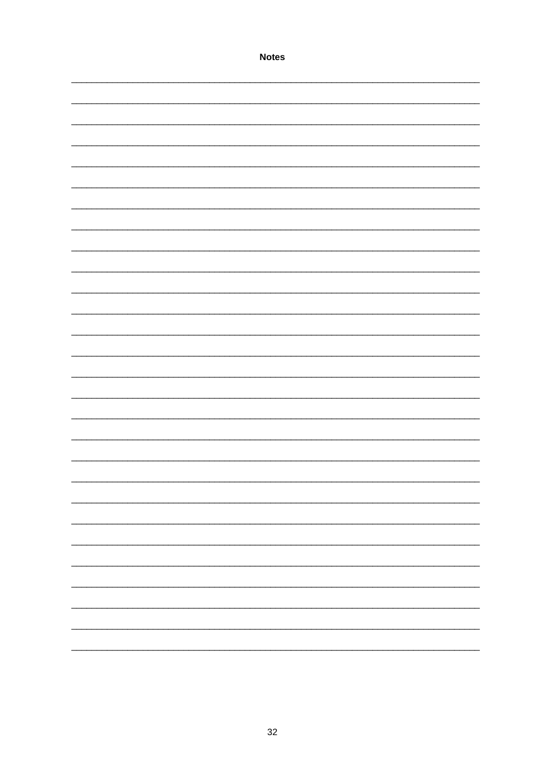**Notes**